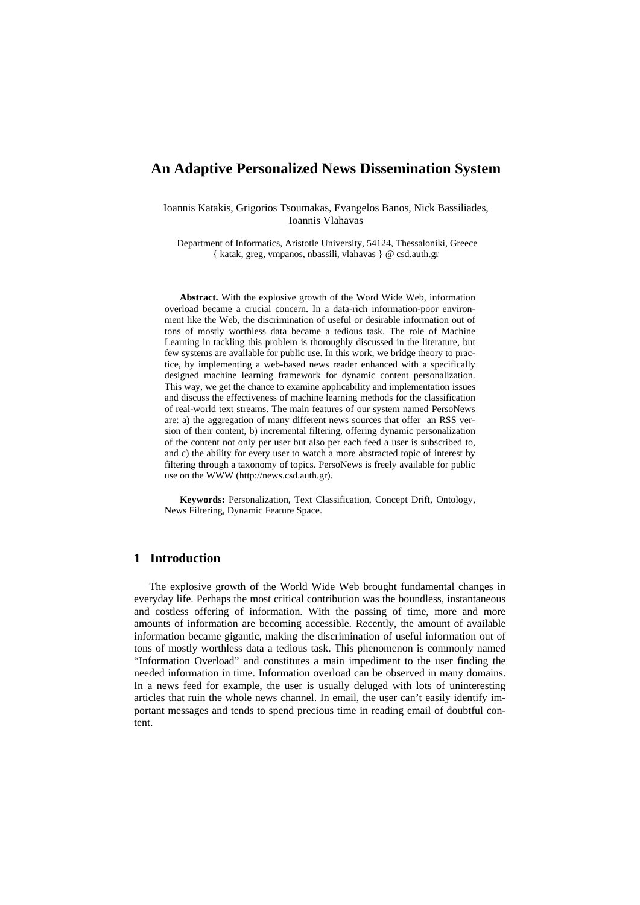# An Adaptive Personalized News Dissemination System

Ioannis Katakis, Grigorios Tsoumakas, Evangelos Banos, Nick Bassiliades, Ioannis Vlahavas

Department of Informatics, Aristotle University, 54124, Thessaloniki, Greece
{ katak, greg, vmpanos, nbassili, vlahavas } @ csd.auth.gr

**Abstract.** With the explosive growth of the Word Wide Web, information overload became a crucial concern. In a data-rich information-poor environment like the Web, the discrimination of useful or desirable information out of tons of mostly worthless data became a tedious task. The role of Machine Learning in tackling this problem is thoroughly discussed in the literature, but few systems are available for public use. In this work, we bridge theory to practice, by implementing a web-based news reader enhanced with a specifically designed machine learning framework for dynamic content personalization. This way, we get the chance to examine applicability and implementation issues and discuss the effectiveness of machine learning methods for the classification of real-world text streams. The main features of our system named PersoNews are: a) the aggregation of many different news sources that offer an RSS version of their content, b) incremental filtering, offering dynamic personalization of the content not only per user but also per each feed a user is subscribed to, and c) the ability for every user to watch a more abstracted topic of interest by filtering through a taxonomy of topics. PersoNews is freely available for public use on the WWW (http://news.csd.auth.gr).

**Keywords:** Personalization, Text Classification, Concept Drift, Ontology, News Filtering, Dynamic Feature Space.

## 1 Introduction

The explosive growth of the World Wide Web brought fundamental changes in everyday life. Perhaps the most critical contribution was the boundless, instantaneous and costless offering of information. With the passing of time, more and more amounts of information are becoming accessible. Recently, the amount of available information became gigantic, making the discrimination of useful information out of tons of mostly worthless data a tedious task. This phenomenon is commonly named "Information Overload" and constitutes a main impediment to the user finding the needed information in time. Information overload can be observed in many domains. In a news feed for example, the user is usually deluged with lots of uninteresting articles that ruin the whole news channel. In email, the user can't easily identify important messages and tends to spend precious time in reading email of doubtful content.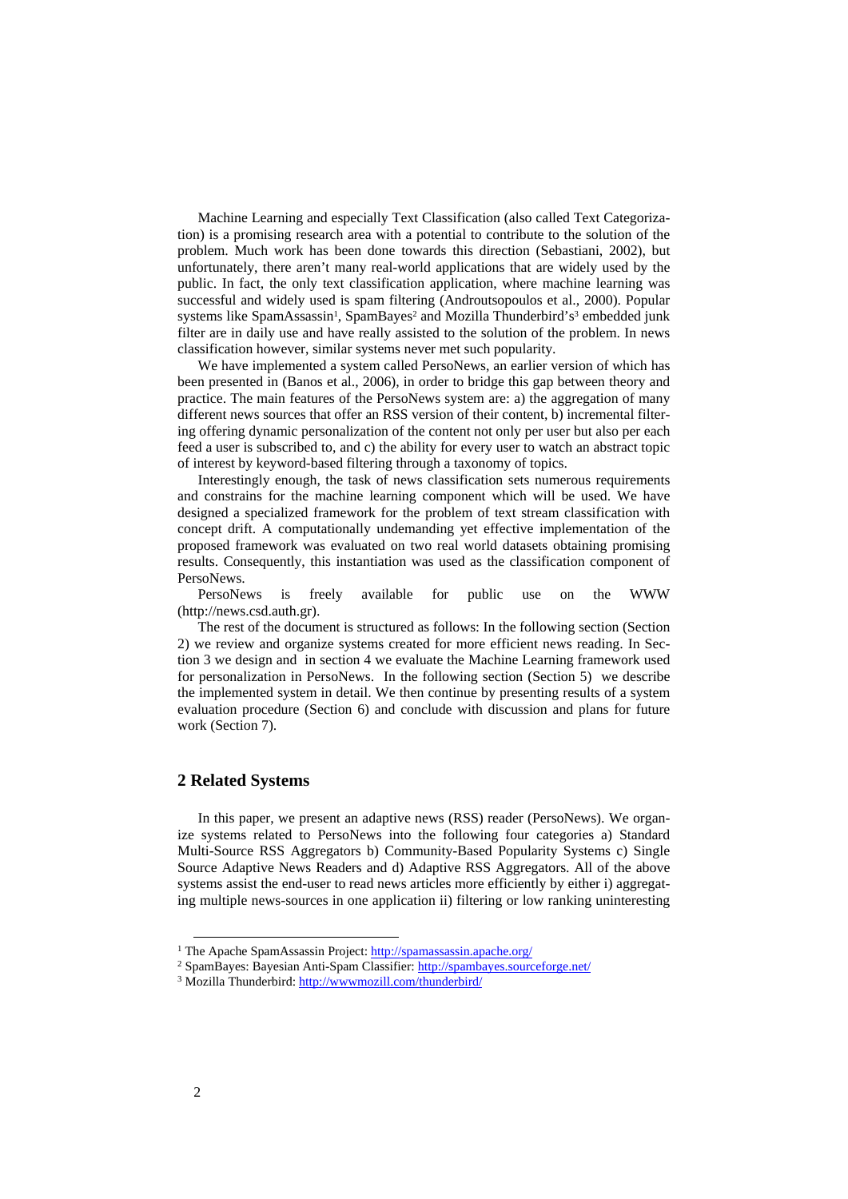Machine Learning and especially Text Classification (also called Text Categorization) is a promising research area with a potential to contribute to the solution of the problem. Much work has been done towards this direction (Sebastiani, 2002), but unfortunately, there aren't many real-world applications that are widely used by the public. In fact, the only text classification application, where machine learning was successful and widely used is spam filtering (Androutsopoulos et al., 2000). Popular systems like SpamAssassin[1], SpamBayes[2] and Mozilla Thunderbird's[3] embedded junk filter are in daily use and have really assisted to the solution of the problem. In news classification however, similar systems never met such popularity.

We have implemented a system called PersoNews, an earlier version of which has been presented in (Banos et al., 2006), in order to bridge this gap between theory and practice. The main features of the PersoNews system are: a) the aggregation of many different news sources that offer an RSS version of their content, b) incremental filtering offering dynamic personalization of the content not only per user but also per each feed a user is subscribed to, and c) the ability for every user to watch an abstract topic of interest by keyword-based filtering through a taxonomy of topics.

Interestingly enough, the task of news classification sets numerous requirements and constrains for the machine learning component which will be used. We have designed a specialized framework for the problem of text stream classification with concept drift. A computationally undemanding yet effective implementation of the proposed framework was evaluated on two real world datasets obtaining promising results. Consequently, this instantiation was used as the classification component of PersoNews.

PersoNews is freely available for public use on the WWW (http://news.csd.auth.gr).

The rest of the document is structured as follows: In the following section (Section 2) we review and organize systems created for more efficient news reading. In Section 3 we design and in section 4 we evaluate the Machine Learning framework used for personalization in PersoNews. In the following section (Section 5) we describe the implemented system in detail. We then continue by presenting results of a system evaluation procedure (Section 6) and conclude with discussion and plans for future work (Section 7).

## 2 Related Systems

In this paper, we present an adaptive news (RSS) reader (PersoNews). We organize systems related to PersoNews into the following four categories a) Standard Multi-Source RSS Aggregators b) Community-Based Popularity Systems c) Single Source Adaptive News Readers and d) Adaptive RSS Aggregators. All of the above systems assist the end-user to read news articles more efficiently by either i) aggregating multiple news-sources in one application ii) filtering or low ranking uninteresting

---

[1] The Apache SpamAssassin Project: http://spamassassin.apache.org/

[2] SpamBayes: Bayesian Anti-Spam Classifier: http://spambayes.sourceforge.net/

[3] Mozilla Thunderbird: http://wwwmozill.com/thunderbird/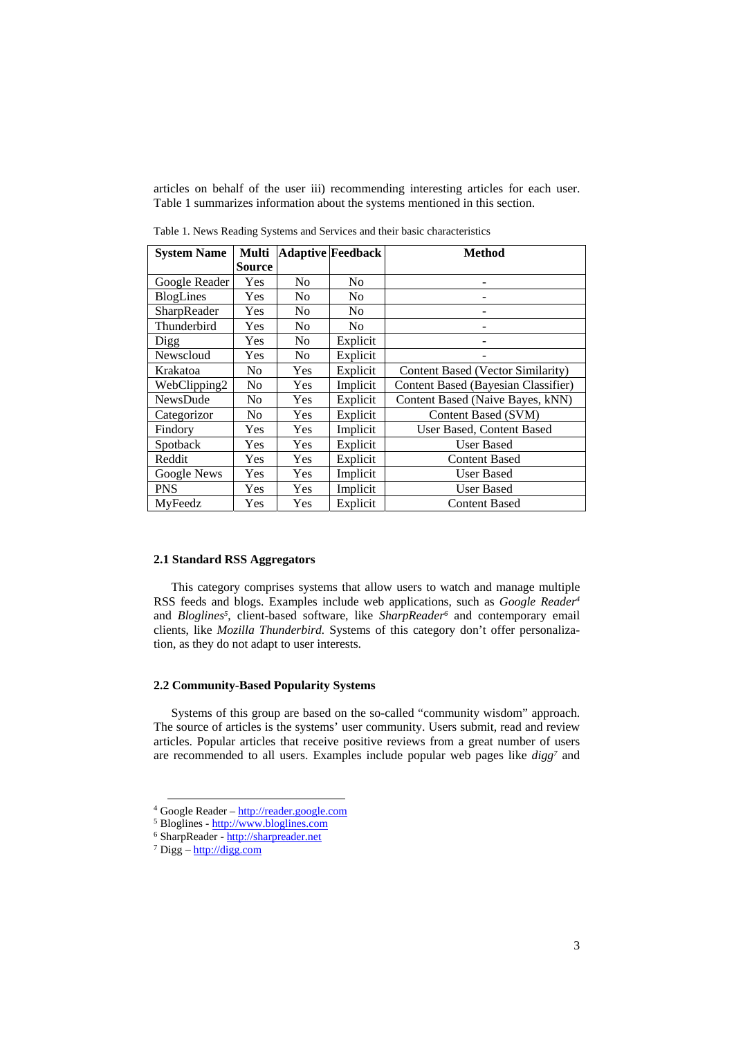articles on behalf of the user iii) recommending interesting articles for each user. Table 1 summarizes information about the systems mentioned in this section.

Table 1. News Reading Systems and Services and their basic characteristics

| System Name | Multi Source | Adaptive | Feedback | Method |
|---|---|---|---|---|
| Google Reader | Yes | No | No | - |
| BlogLines | Yes | No | No | - |
| SharpReader | Yes | No | No | - |
| Thunderbird | Yes | No | No | - |
| Digg | Yes | No | Explicit | - |
| Newscloud | Yes | No | Explicit | - |
| Krakatoa | No | Yes | Explicit | Content Based (Vector Similarity) |
| WebClipping2 | No | Yes | Implicit | Content Based (Bayesian Classifier) |
| NewsDude | No | Yes | Explicit | Content Based (Naive Bayes, kNN) |
| Categorizor | No | Yes | Explicit | Content Based (SVM) |
| Findory | Yes | Yes | Implicit | User Based, Content Based |
| Spotback | Yes | Yes | Explicit | User Based |
| Reddit | Yes | Yes | Explicit | Content Based |
| Google News | Yes | Yes | Implicit | User Based |
| PNS | Yes | Yes | Implicit | User Based |
| MyFeedz | Yes | Yes | Explicit | Content Based |

### 2.1 Standard RSS Aggregators

This category comprises systems that allow users to watch and manage multiple RSS feeds and blogs. Examples include web applications, such as *Google Reader*[4] and *Bloglines*[5], client-based software, like *SharpReader*[6] and contemporary email clients, like *Mozilla Thunderbird.* Systems of this category don't offer personalization, as they do not adapt to user interests.

### 2.2 Community-Based Popularity Systems

Systems of this group are based on the so-called "community wisdom" approach. The source of articles is the systems' user community. Users submit, read and review articles. Popular articles that receive positive reviews from a great number of users are recommended to all users. Examples include popular web pages like *digg*[7] and

---

[4] Google Reader – http://reader.google.com

[5] Bloglines - http://www.bloglines.com

[6] SharpReader - http://sharpreader.net

[7] Digg – http://digg.com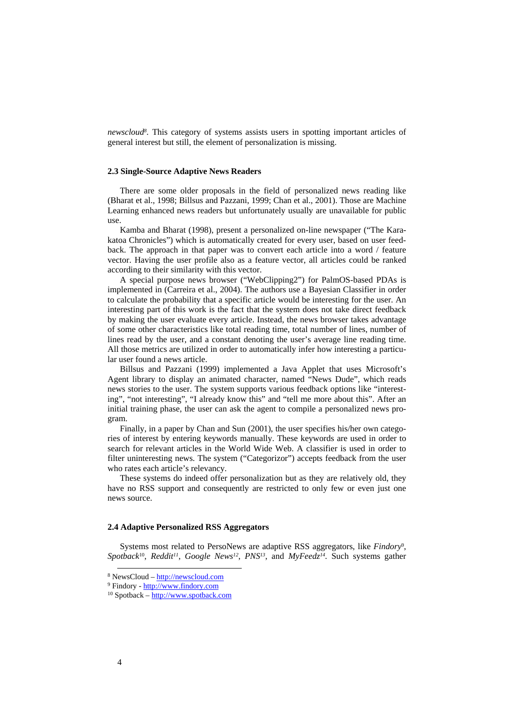*newscloud*[8]. This category of systems assists users in spotting important articles of general interest but still, the element of personalization is missing.

### 2.3 Single-Source Adaptive News Readers

There are some older proposals in the field of personalized news reading like (Bharat et al., 1998; Billsus and Pazzani, 1999; Chan et al., 2001). Those are Machine Learning enhanced news readers but unfortunately usually are unavailable for public use.

Kamba and Bharat (1998), present a personalized on-line newspaper ("The Karakatoa Chronicles") which is automatically created for every user, based on user feedback. The approach in that paper was to convert each article into a word / feature vector. Having the user profile also as a feature vector, all articles could be ranked according to their similarity with this vector.

A special purpose news browser ("WebClipping2") for PalmOS-based PDAs is implemented in (Carreira et al., 2004). The authors use a Bayesian Classifier in order to calculate the probability that a specific article would be interesting for the user. An interesting part of this work is the fact that the system does not take direct feedback by making the user evaluate every article. Instead, the news browser takes advantage of some other characteristics like total reading time, total number of lines, number of lines read by the user, and a constant denoting the user's average line reading time. All those metrics are utilized in order to automatically infer how interesting a particular user found a news article.

Billsus and Pazzani (1999) implemented a Java Applet that uses Microsoft's Agent library to display an animated character, named "News Dude", which reads news stories to the user. The system supports various feedback options like "interesting", "not interesting", "I already know this" and "tell me more about this". After an initial training phase, the user can ask the agent to compile a personalized news program.

Finally, in a paper by Chan and Sun (2001), the user specifies his/her own categories of interest by entering keywords manually. These keywords are used in order to search for relevant articles in the World Wide Web. A classifier is used in order to filter uninteresting news. The system ("Categorizor") accepts feedback from the user who rates each article's relevancy.

These systems do indeed offer personalization but as they are relatively old, they have no RSS support and consequently are restricted to only few or even just one news source.

### 2.4 Adaptive Personalized RSS Aggregators

Systems most related to PersoNews are adaptive RSS aggregators, like *Findory*[9], *Spotback*[10], *Reddit*[11], *Google News*[12], *PNS*[13], and *MyFeedz*[14]. Such systems gather

---

[8] NewsCloud – http://newscloud.com

[9] Findory - http://www.findory.com

[10] Spotback – http://www.spotback.com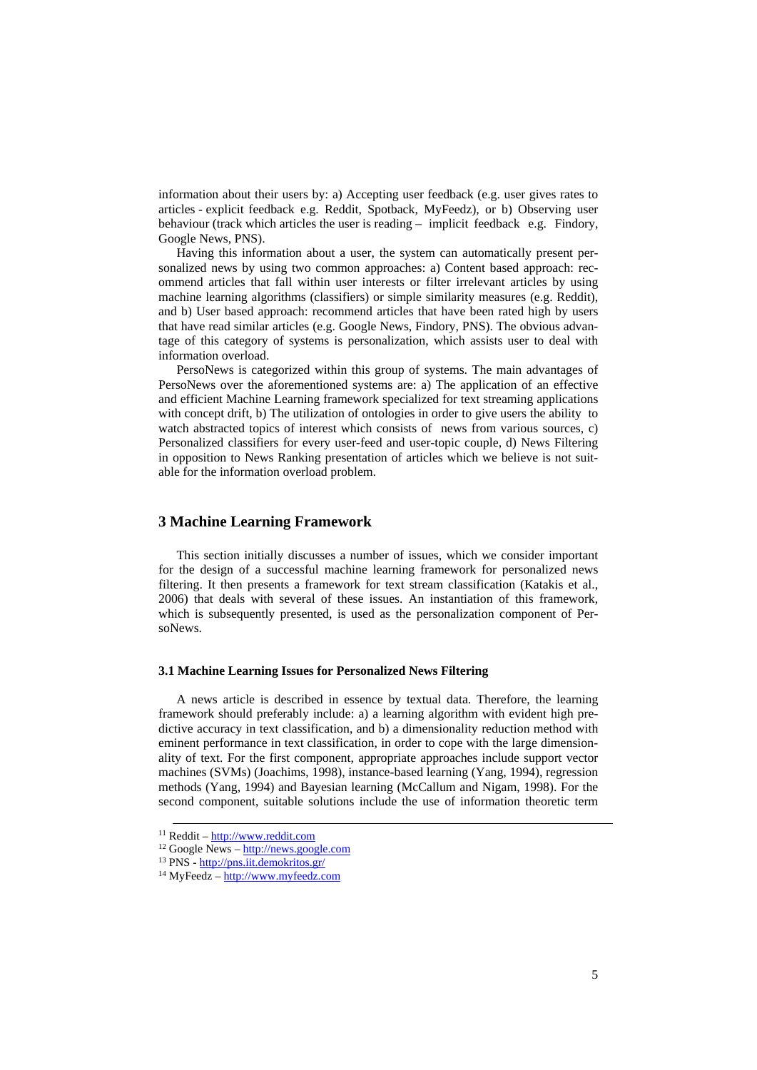information about their users by: a) Accepting user feedback (e.g. user gives rates to articles - explicit feedback e.g. Reddit, Spotback, MyFeedz), or b) Observing user behaviour (track which articles the user is reading – implicit feedback e.g. Findory, Google News, PNS).

Having this information about a user, the system can automatically present personalized news by using two common approaches: a) Content based approach: recommend articles that fall within user interests or filter irrelevant articles by using machine learning algorithms (classifiers) or simple similarity measures (e.g. Reddit), and b) User based approach: recommend articles that have been rated high by users that have read similar articles (e.g. Google News, Findory, PNS). The obvious advantage of this category of systems is personalization, which assists user to deal with information overload.

PersoNews is categorized within this group of systems. The main advantages of PersoNews over the aforementioned systems are: a) The application of an effective and efficient Machine Learning framework specialized for text streaming applications with concept drift, b) The utilization of ontologies in order to give users the ability to watch abstracted topics of interest which consists of news from various sources, c) Personalized classifiers for every user-feed and user-topic couple, d) News Filtering in opposition to News Ranking presentation of articles which we believe is not suitable for the information overload problem.

## 3 Machine Learning Framework

This section initially discusses a number of issues, which we consider important for the design of a successful machine learning framework for personalized news filtering. It then presents a framework for text stream classification (Katakis et al., 2006) that deals with several of these issues. An instantiation of this framework, which is subsequently presented, is used as the personalization component of PersoNews.

### 3.1 Machine Learning Issues for Personalized News Filtering

A news article is described in essence by textual data. Therefore, the learning framework should preferably include: a) a learning algorithm with evident high predictive accuracy in text classification, and b) a dimensionality reduction method with eminent performance in text classification, in order to cope with the large dimensionality of text. For the first component, appropriate approaches include support vector machines (SVMs) (Joachims, 1998), instance-based learning (Yang, 1994), regression methods (Yang, 1994) and Bayesian learning (McCallum and Nigam, 1998). For the second component, suitable solutions include the use of information theoretic term

---

[11] Reddit – http://www.reddit.com

[12] Google News – http://news.google.com

[13] PNS - http://pns.iit.demokritos.gr/

[14] MyFeedz – http://www.myfeedz.com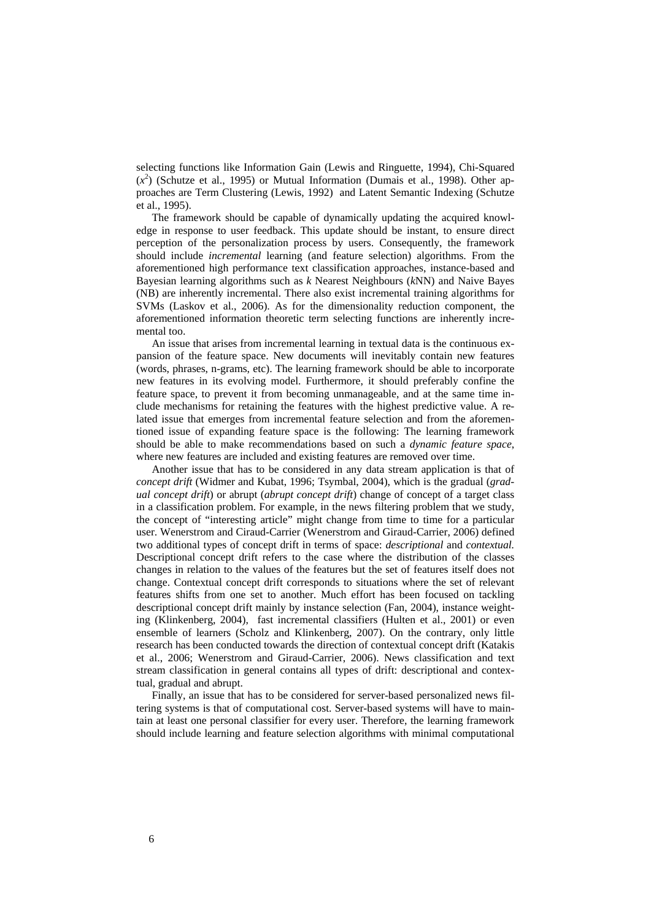selecting functions like Information Gain (Lewis and Ringuette, 1994), Chi-Squared ($x^2$) (Schutze et al., 1995) or Mutual Information (Dumais et al., 1998). Other approaches are Term Clustering (Lewis, 1992) and Latent Semantic Indexing (Schutze et al., 1995).

The framework should be capable of dynamically updating the acquired knowledge in response to user feedback. This update should be instant, to ensure direct perception of the personalization process by users. Consequently, the framework should include *incremental* learning (and feature selection) algorithms. From the aforementioned high performance text classification approaches, instance-based and Bayesian learning algorithms such as *k* Nearest Neighbours (*k*NN) and Naive Bayes (NB) are inherently incremental. There also exist incremental training algorithms for SVMs (Laskov et al., 2006). As for the dimensionality reduction component, the aforementioned information theoretic term selecting functions are inherently incremental too.

An issue that arises from incremental learning in textual data is the continuous expansion of the feature space. New documents will inevitably contain new features (words, phrases, n-grams, etc). The learning framework should be able to incorporate new features in its evolving model. Furthermore, it should preferably confine the feature space, to prevent it from becoming unmanageable, and at the same time include mechanisms for retaining the features with the highest predictive value. A related issue that emerges from incremental feature selection and from the aforementioned issue of expanding feature space is the following: The learning framework should be able to make recommendations based on such a *dynamic feature space*, where new features are included and existing features are removed over time.

Another issue that has to be considered in any data stream application is that of *concept drift* (Widmer and Kubat, 1996; Tsymbal, 2004), which is the gradual (*gradual concept drift*) or abrupt (*abrupt concept drift*) change of concept of a target class in a classification problem. For example, in the news filtering problem that we study, the concept of "interesting article" might change from time to time for a particular user. Wenerstrom and Ciraud-Carrier (Wenerstrom and Giraud-Carrier, 2006) defined two additional types of concept drift in terms of space: *descriptional* and *contextual.* Descriptional concept drift refers to the case where the distribution of the classes changes in relation to the values of the features but the set of features itself does not change. Contextual concept drift corresponds to situations where the set of relevant features shifts from one set to another. Much effort has been focused on tackling descriptional concept drift mainly by instance selection (Fan, 2004), instance weighting (Klinkenberg, 2004), fast incremental classifiers (Hulten et al., 2001) or even ensemble of learners (Scholz and Klinkenberg, 2007). On the contrary, only little research has been conducted towards the direction of contextual concept drift (Katakis et al., 2006; Wenerstrom and Giraud-Carrier, 2006). News classification and text stream classification in general contains all types of drift: descriptional and contextual, gradual and abrupt.

Finally, an issue that has to be considered for server-based personalized news filtering systems is that of computational cost. Server-based systems will have to maintain at least one personal classifier for every user. Therefore, the learning framework should include learning and feature selection algorithms with minimal computational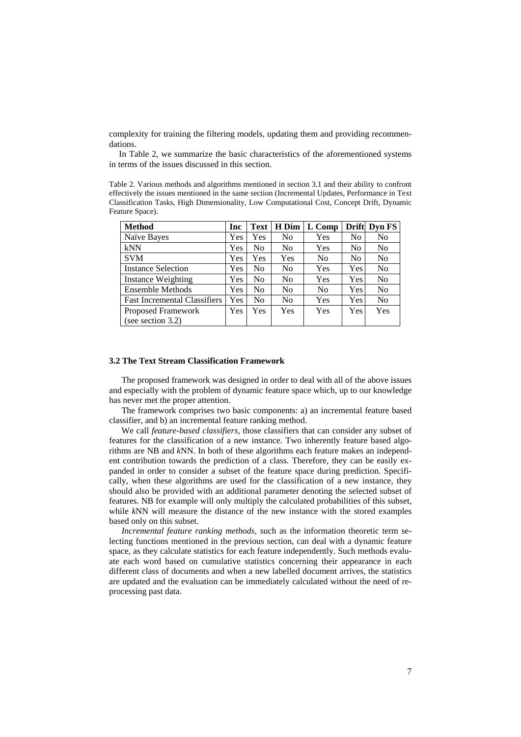complexity for training the filtering models, updating them and providing recommendations.

In Table 2, we summarize the basic characteristics of the aforementioned systems in terms of the issues discussed in this section.

Table 2. Various methods and algorithms mentioned in section 3.1 and their ability to confront effectively the issues mentioned in the same section (Incremental Updates, Performance in Text Classification Tasks, High Dimensionality, Low Computational Cost, Concept Drift, Dynamic Feature Space).

| Method | Inc | Text | H Dim | L Comp | Drift | Dyn FS |
|---|---|---|---|---|---|---|
| Naïve Bayes | Yes | Yes | No | Yes | No | No |
| kNN | Yes | No | No | Yes | No | No |
| SVM | Yes | Yes | Yes | No | No | No |
| Instance Selection | Yes | No | No | Yes | Yes | No |
| Instance Weighting | Yes | No | No | Yes | Yes | No |
| Ensemble Methods | Yes | No | No | No | Yes | No |
| Fast Incremental Classifiers | Yes | No | No | Yes | Yes | No |
| Proposed Framework (see section 3.2) | Yes | Yes | Yes | Yes | Yes | Yes |

### 3.2 The Text Stream Classification Framework

The proposed framework was designed in order to deal with all of the above issues and especially with the problem of dynamic feature space which, up to our knowledge has never met the proper attention.

The framework comprises two basic components: a) an incremental feature based classifier, and b) an incremental feature ranking method.

We call *feature-based classifiers*, those classifiers that can consider any subset of features for the classification of a new instance. Two inherently feature based algorithms are NB and *k*NN. In both of these algorithms each feature makes an independent contribution towards the prediction of a class. Therefore, they can be easily expanded in order to consider a subset of the feature space during prediction. Specifically, when these algorithms are used for the classification of a new instance, they should also be provided with an additional parameter denoting the selected subset of features. NB for example will only multiply the calculated probabilities of this subset, while *k*NN will measure the distance of the new instance with the stored examples based only on this subset.

*Incremental feature ranking methods*, such as the information theoretic term selecting functions mentioned in the previous section, can deal with a dynamic feature space, as they calculate statistics for each feature independently. Such methods evaluate each word based on cumulative statistics concerning their appearance in each different class of documents and when a new labelled document arrives, the statistics are updated and the evaluation can be immediately calculated without the need of re-processing past data.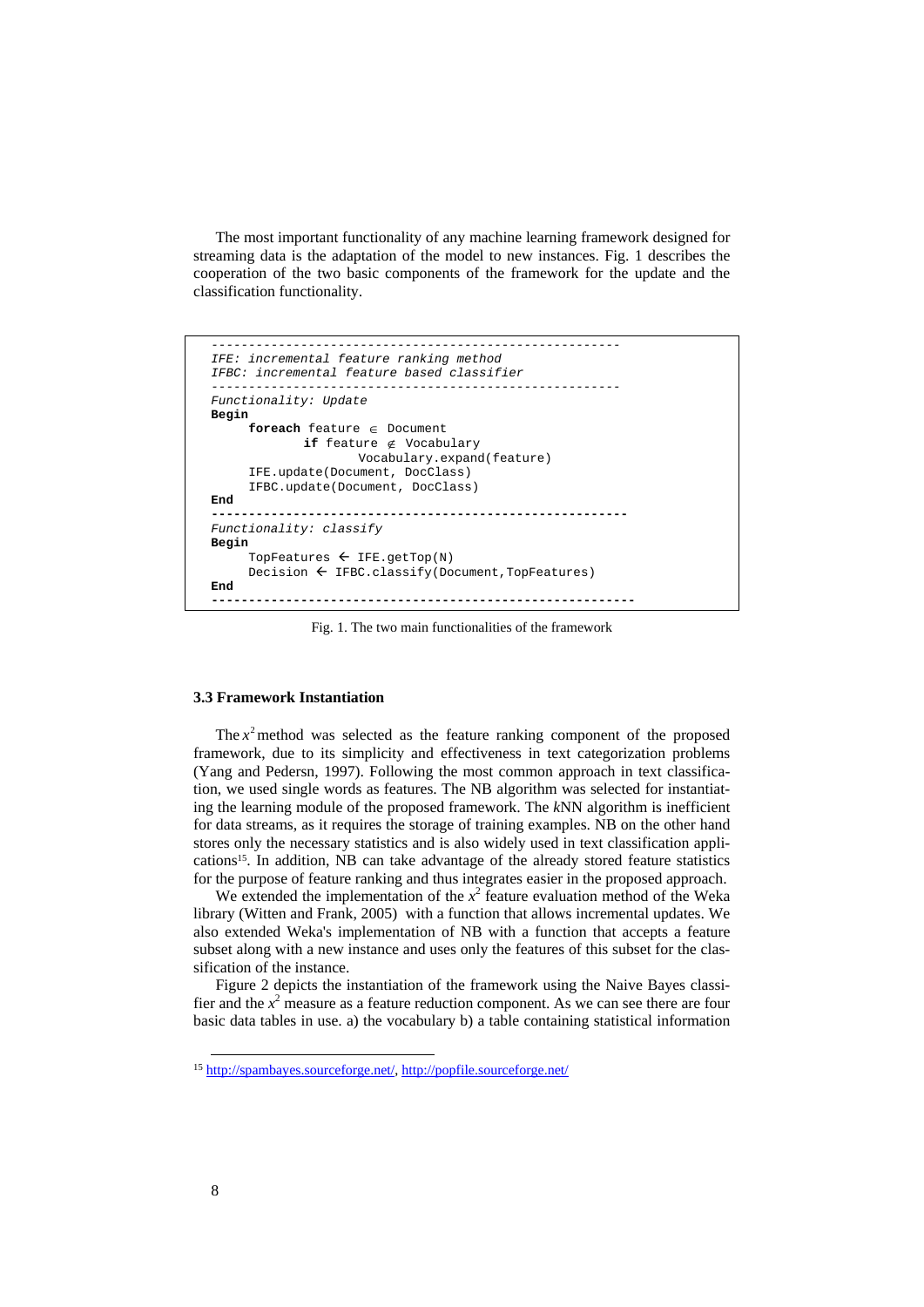The most important functionality of any machine learning framework designed for streaming data is the adaptation of the model to new instances. Fig. 1 describes the cooperation of the two basic components of the framework for the update and the classification functionality.

```
-------------------------------------------------------
IFE: incremental feature ranking method
IFBC: incremental feature based classifier
-------------------------------------------------------
Functionality: Update
Begin
     foreach feature ∈ Document
            if feature ∉ Vocabulary
                   Vocabulary.expand(feature)
     IFE.update(Document, DocClass)
     IFBC.update(Document, DocClass)
End
-------------------------------------------------------
Functionality: classify
Begin
     TopFeatures ← IFE.getTop(N)
     Decision ← IFBC.classify(Document,TopFeatures)
End
-------------------------------------------------------
```

Fig. 1. The two main functionalities of the framework

### 3.3 Framework Instantiation

The $x^2$ method was selected as the feature ranking component of the proposed framework, due to its simplicity and effectiveness in text categorization problems (Yang and Pedersn, 1997). Following the most common approach in text classification, we used single words as features. The NB algorithm was selected for instantiating the learning module of the proposed framework. The *k*NN algorithm is inefficient for data streams, as it requires the storage of training examples. NB on the other hand stores only the necessary statistics and is also widely used in text classification applications[15]. In addition, NB can take advantage of the already stored feature statistics for the purpose of feature ranking and thus integrates easier in the proposed approach.

We extended the implementation of the $x^2$ feature evaluation method of the Weka library (Witten and Frank, 2005) with a function that allows incremental updates. We also extended Weka's implementation of NB with a function that accepts a feature subset along with a new instance and uses only the features of this subset for the classification of the instance.

Figure 2 depicts the instantiation of the framework using the Naive Bayes classifier and the $x^2$ measure as a feature reduction component. As we can see there are four basic data tables in use. a) the vocabulary b) a table containing statistical information

[15] http://spambayes.sourceforge.net/, http://popfile.sourceforge.net/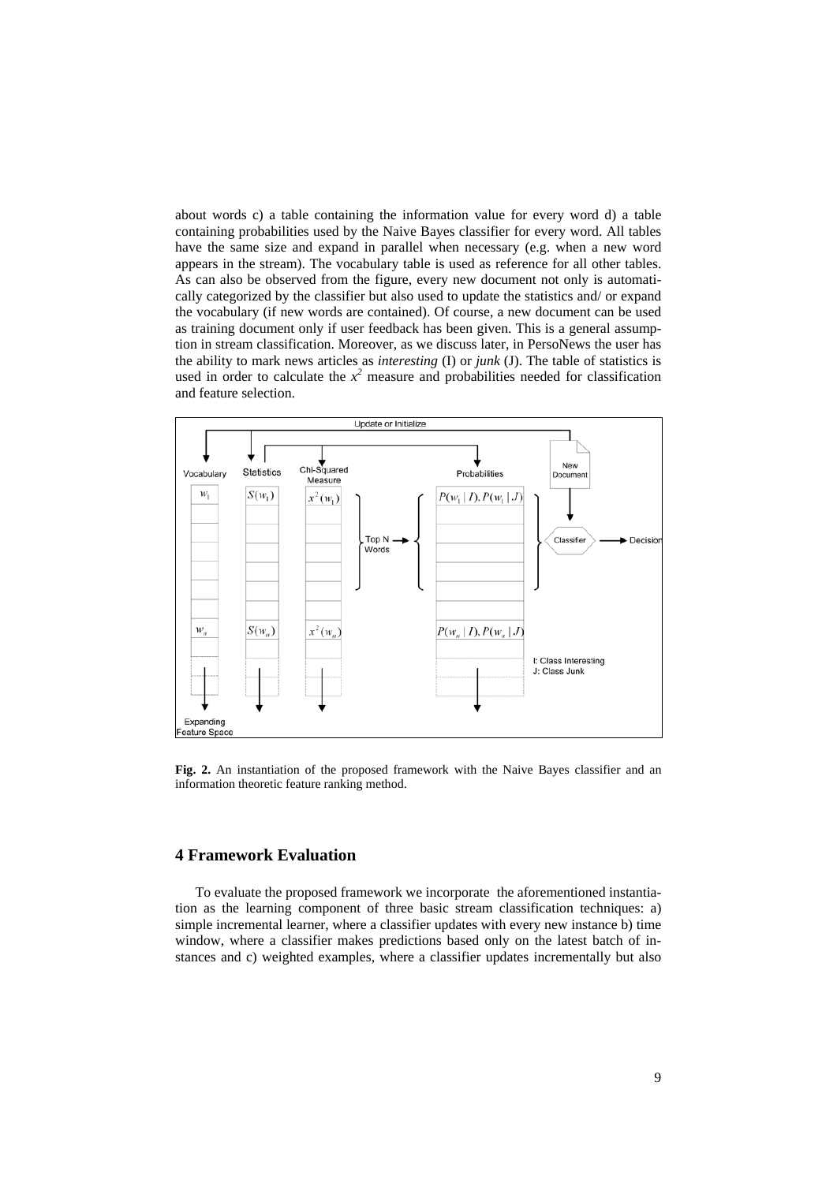about words c) a table containing the information value for every word d) a table containing probabilities used by the Naive Bayes classifier for every word. All tables have the same size and expand in parallel when necessary (e.g. when a new word appears in the stream). The vocabulary table is used as reference for all other tables. As can also be observed from the figure, every new document not only is automatically categorized by the classifier but also used to update the statistics and/ or expand the vocabulary (if new words are contained). Of course, a new document can be used as training document only if user feedback has been given. This is a general assumption in stream classification. Moreover, as we discuss later, in PersoNews the user has the ability to mark news articles as *interesting* (I) or *junk* (J). The table of statistics is used in order to calculate the $x^2$ measure and probabilities needed for classification and feature selection.

**Fig. 2.** An instantiation of the proposed framework with the Naive Bayes classifier and an information theoretic feature ranking method.

## 4 Framework Evaluation

To evaluate the proposed framework we incorporate the aforementioned instantiation as the learning component of three basic stream classification techniques: a) simple incremental learner, where a classifier updates with every new instance b) time window, where a classifier makes predictions based only on the latest batch of instances and c) weighted examples, where a classifier updates incrementally but also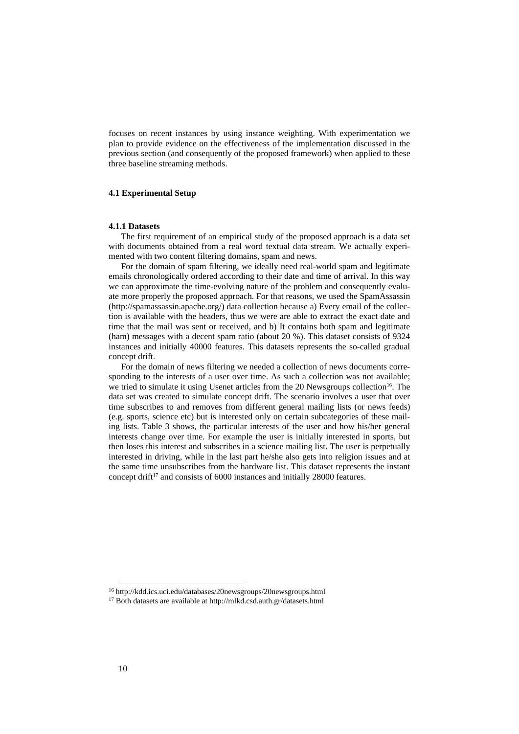focuses on recent instances by using instance weighting. With experimentation we plan to provide evidence on the effectiveness of the implementation discussed in the previous section (and consequently of the proposed framework) when applied to these three baseline streaming methods.

### 4.1 Experimental Setup

#### 4.1.1 Datasets

The first requirement of an empirical study of the proposed approach is a data set with documents obtained from a real word textual data stream. We actually experimented with two content filtering domains, spam and news.

For the domain of spam filtering, we ideally need real-world spam and legitimate emails chronologically ordered according to their date and time of arrival. In this way we can approximate the time-evolving nature of the problem and consequently evaluate more properly the proposed approach. For that reasons, we used the SpamAssassin (http://spamassassin.apache.org/) data collection because a) Every email of the collection is available with the headers, thus we were are able to extract the exact date and time that the mail was sent or received, and b) It contains both spam and legitimate (ham) messages with a decent spam ratio (about 20 %). This dataset consists of 9324 instances and initially 40000 features. This datasets represents the so-called gradual concept drift.

For the domain of news filtering we needed a collection of news documents corresponding to the interests of a user over time. As such a collection was not available; we tried to simulate it using Usenet articles from the 20 Newsgroups collection[16]. The data set was created to simulate concept drift. The scenario involves a user that over time subscribes to and removes from different general mailing lists (or news feeds) (e.g. sports, science etc) but is interested only on certain subcategories of these mailing lists. Table 3 shows, the particular interests of the user and how his/her general interests change over time. For example the user is initially interested in sports, but then loses this interest and subscribes in a science mailing list. The user is perpetually interested in driving, while in the last part he/she also gets into religion issues and at the same time unsubscribes from the hardware list. This dataset represents the instant concept drift[17] and consists of 6000 instances and initially 28000 features.

---

[16] http://kdd.ics.uci.edu/databases/20newsgroups/20newsgroups.html

[17] Both datasets are available at http://mlkd.csd.auth.gr/datasets.html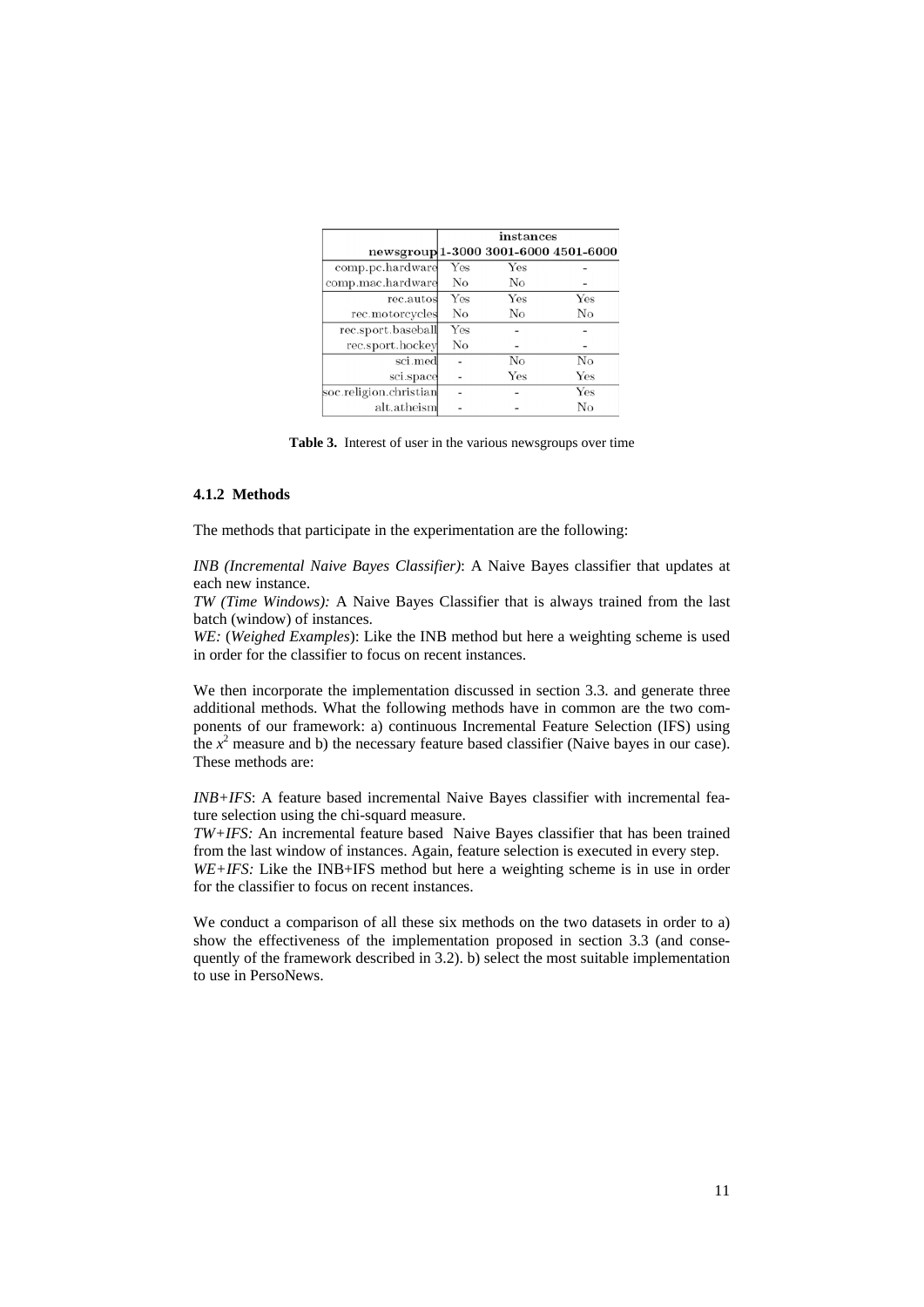| | instances | | |
|---|---|---|---|
| newsgroup | 1-3000 | 3001-6000 | 4501-6000 |
| comp.pc.hardware | Yes | Yes | - |
| comp.mac.hardware | No | No | - |
| rec.autos | Yes | Yes | Yes |
| rec.motorcycles | No | No | No |
| rec.sport.baseball | Yes | - | - |
| rec.sport.hockey | No | - | - |
| sci.med | - | No | No |
| sci.space | - | Yes | Yes |
| soc.religion.christian | - | - | Yes |
| alt.atheism | - | - | No |

**Table 3.** Interest of user in the various newsgroups over time

#### 4.1.2 Methods

The methods that participate in the experimentation are the following:

*INB (Incremental Naive Bayes Classifier)*: A Naive Bayes classifier that updates at each new instance.
*TW (Time Windows):* A Naive Bayes Classifier that is always trained from the last batch (window) of instances.
*WE:* (*Weighed Examples*): Like the INB method but here a weighting scheme is used in order for the classifier to focus on recent instances.

We then incorporate the implementation discussed in section 3.3. and generate three additional methods. What the following methods have in common are the two components of our framework: a) continuous Incremental Feature Selection (IFS) using the $x^2$ measure and b) the necessary feature based classifier (Naive bayes in our case). These methods are:

*INB+IFS*: A feature based incremental Naive Bayes classifier with incremental feature selection using the chi-squard measure.
*TW+IFS:* An incremental feature based Naive Bayes classifier that has been trained from the last window of instances. Again, feature selection is executed in every step.
*WE+IFS:* Like the INB+IFS method but here a weighting scheme is in use in order for the classifier to focus on recent instances.

We conduct a comparison of all these six methods on the two datasets in order to a) show the effectiveness of the implementation proposed in section 3.3 (and consequently of the framework described in 3.2). b) select the most suitable implementation to use in PersoNews.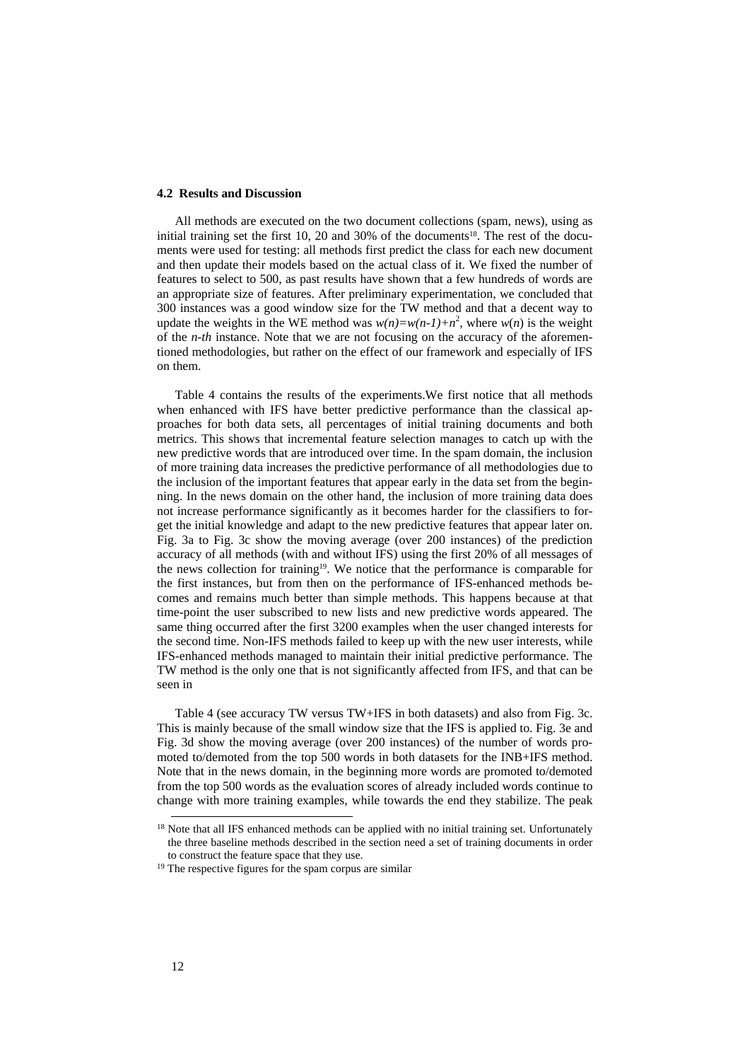### 4.2 Results and Discussion

All methods are executed on the two document collections (spam, news), using as initial training set the first 10, 20 and 30% of the documents[18]. The rest of the documents were used for testing: all methods first predict the class for each new document and then update their models based on the actual class of it. We fixed the number of features to select to 500, as past results have shown that a few hundreds of words are an appropriate size of features. After preliminary experimentation, we concluded that 300 instances was a good window size for the TW method and that a decent way to update the weights in the WE method was $w(n)=w(n-1)+n^2$, where $w(n)$ is the weight of the *n-th* instance. Note that we are not focusing on the accuracy of the aforementioned methodologies, but rather on the effect of our framework and especially of IFS on them.

Table 4 contains the results of the experiments.We first notice that all methods when enhanced with IFS have better predictive performance than the classical approaches for both data sets, all percentages of initial training documents and both metrics. This shows that incremental feature selection manages to catch up with the new predictive words that are introduced over time. In the spam domain, the inclusion of more training data increases the predictive performance of all methodologies due to the inclusion of the important features that appear early in the data set from the beginning. In the news domain on the other hand, the inclusion of more training data does not increase performance significantly as it becomes harder for the classifiers to forget the initial knowledge and adapt to the new predictive features that appear later on. Fig. 3a to Fig. 3c show the moving average (over 200 instances) of the prediction accuracy of all methods (with and without IFS) using the first 20% of all messages of the news collection for training[19]. We notice that the performance is comparable for the first instances, but from then on the performance of IFS-enhanced methods becomes and remains much better than simple methods. This happens because at that time-point the user subscribed to new lists and new predictive words appeared. The same thing occurred after the first 3200 examples when the user changed interests for the second time. Non-IFS methods failed to keep up with the new user interests, while IFS-enhanced methods managed to maintain their initial predictive performance. The TW method is the only one that is not significantly affected from IFS, and that can be seen in

Table 4 (see accuracy TW versus TW+IFS in both datasets) and also from Fig. 3c. This is mainly because of the small window size that the IFS is applied to. Fig. 3e and Fig. 3d show the moving average (over 200 instances) of the number of words promoted to/demoted from the top 500 words in both datasets for the INB+IFS method. Note that in the news domain, in the beginning more words are promoted to/demoted from the top 500 words as the evaluation scores of already included words continue to change with more training examples, while towards the end they stabilize. The peak

[18] Note that all IFS enhanced methods can be applied with no initial training set. Unfortunately the three baseline methods described in the section need a set of training documents in order to construct the feature space that they use.

[19] The respective figures for the spam corpus are similar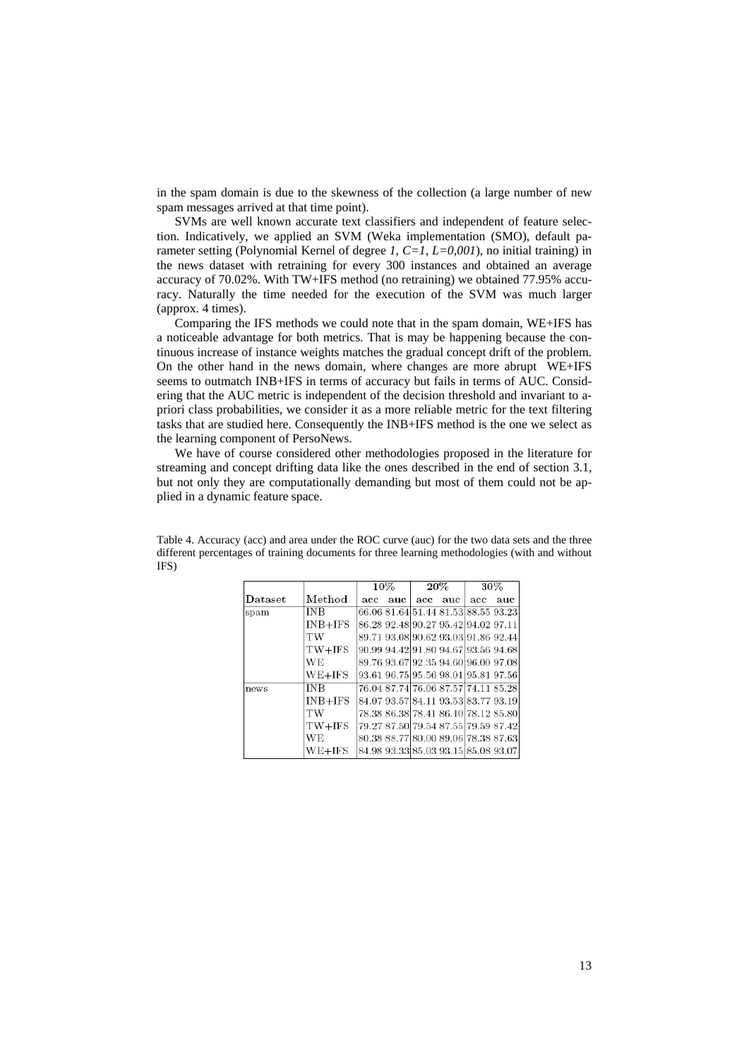in the spam domain is due to the skewness of the collection (a large number of new spam messages arrived at that time point).

SVMs are well known accurate text classifiers and independent of feature selection. Indicatively, we applied an SVM (Weka implementation (SMO), default parameter setting (Polynomial Kernel of degree *1, C=1, L=0,001*), no initial training) in the news dataset with retraining for every 300 instances and obtained an average accuracy of 70.02%. With TW+IFS method (no retraining) we obtained 77.95% accuracy. Naturally the time needed for the execution of the SVM was much larger (approx. 4 times).

Comparing the IFS methods we could note that in the spam domain, WE+IFS has a noticeable advantage for both metrics. That is may be happening because the continuous increase of instance weights matches the gradual concept drift of the problem. On the other hand in the news domain, where changes are more abrupt WE+IFS seems to outmatch INB+IFS in terms of accuracy but fails in terms of AUC. Considering that the AUC metric is independent of the decision threshold and invariant to a-priori class probabilities, we consider it as a more reliable metric for the text filtering tasks that are studied here. Consequently the INB+IFS method is the one we select as the learning component of PersoNews.

We have of course considered other methodologies proposed in the literature for streaming and concept drifting data like the ones described in the end of section 3.1, but not only they are computationally demanding but most of them could not be applied in a dynamic feature space.

Table 4. Accuracy (acc) and area under the ROC curve (auc) for the two data sets and the three different percentages of training documents for three learning methodologies (with and without IFS)

| | | 10% | | 20% | | 30% | |
|---|---|---|---|---|---|---|---|
| Dataset | Method | acc | auc | acc | auc | acc | auc |
| spam | INB | 66.06 | 81.64 | 51.44 | 81.53 | 88.55 | 93.23 |
| | INB+IFS | 86.28 | 92.48 | 90.27 | 95.42 | 94.02 | 97.11 |
| | TW | 89.71 | 93.08 | 90.62 | 93.03 | 91.86 | 92.44 |
| | TW+IFS | 90.99 | 94.42 | 91.80 | 94.67 | 93.56 | 94.68 |
| | WE | 89.76 | 93.67 | 92.35 | 94.60 | 96.00 | 97.08 |
| | WE+IFS | 93.61 | 96.75 | 95.56 | 98.01 | 95.81 | 97.56 |
| news | INB | 76.04 | 87.74 | 76.06 | 87.57 | 74.11 | 85.28 |
| | INB+IFS | 84.07 | 93.57 | 84.11 | 93.53 | 83.77 | 93.19 |
| | TW | 78.38 | 86.38 | 78.41 | 86.10 | 78.12 | 85.80 |
| | TW+IFS | 79.27 | 87.50 | 79.54 | 87.55 | 79.59 | 87.42 |
| | WE | 80.38 | 88.77 | 80.00 | 89.06 | 78.38 | 87.63 |
| | WE+IFS | 84.98 | 93.33 | 85.03 | 93.15 | 85.08 | 93.07 |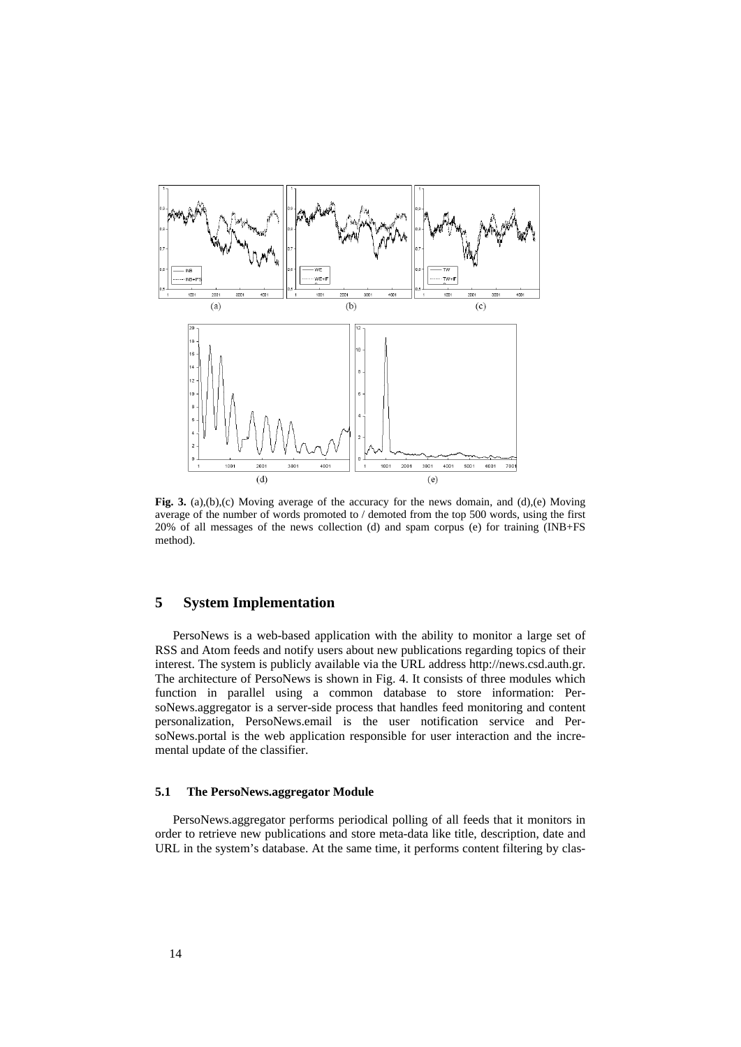**Fig. 3.** (a),(b),(c) Moving average of the accuracy for the news domain, and (d),(e) Moving average of the number of words promoted to / demoted from the top 500 words, using the first 20% of all messages of the news collection (d) and spam corpus (e) for training (INB+FS method).

## 5 System Implementation

PersoNews is a web-based application with the ability to monitor a large set of RSS and Atom feeds and notify users about new publications regarding topics of their interest. The system is publicly available via the URL address http://news.csd.auth.gr. The architecture of PersoNews is shown in Fig. 4. It consists of three modules which function in parallel using a common database to store information: PersoNews.aggregator is a server-side process that handles feed monitoring and content personalization, PersoNews.email is the user notification service and PersoNews.portal is the web application responsible for user interaction and the incremental update of the classifier.

### 5.1 The PersoNews.aggregator Module

PersoNews.aggregator performs periodical polling of all feeds that it monitors in order to retrieve new publications and store meta-data like title, description, date and URL in the system's database. At the same time, it performs content filtering by clas-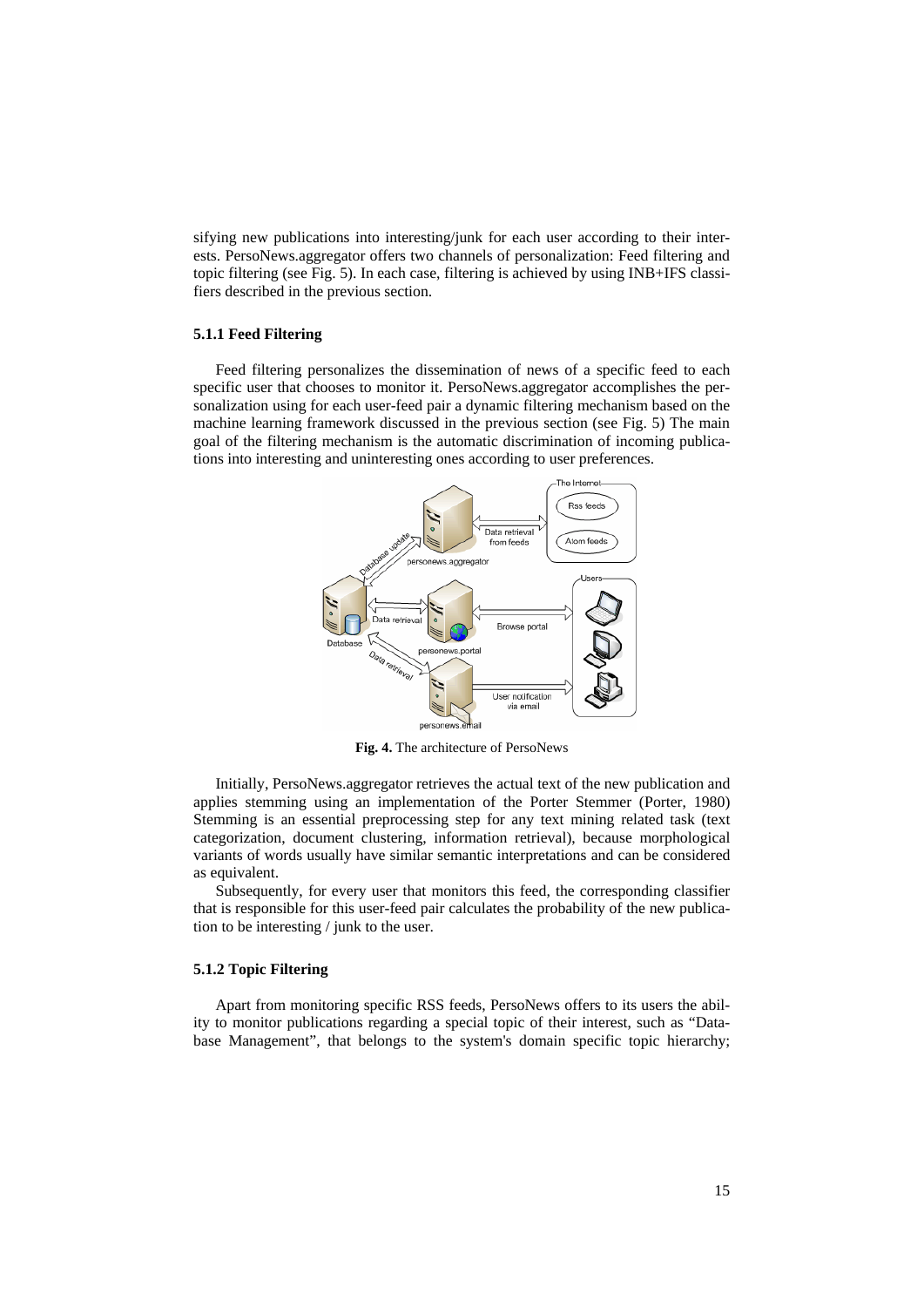sifying new publications into interesting/junk for each user according to their interests. PersoNews.aggregator offers two channels of personalization: Feed filtering and topic filtering (see Fig. 5). In each case, filtering is achieved by using INB+IFS classifiers described in the previous section.

### 5.1.1 Feed Filtering

Feed filtering personalizes the dissemination of news of a specific feed to each specific user that chooses to monitor it. PersoNews.aggregator accomplishes the personalization using for each user-feed pair a dynamic filtering mechanism based on the machine learning framework discussed in the previous section (see Fig. 5) The main goal of the filtering mechanism is the automatic discrimination of incoming publications into interesting and uninteresting ones according to user preferences.

**Fig. 4.** The architecture of PersoNews

Initially, PersoNews.aggregator retrieves the actual text of the new publication and applies stemming using an implementation of the Porter Stemmer (Porter, 1980) Stemming is an essential preprocessing step for any text mining related task (text categorization, document clustering, information retrieval), because morphological variants of words usually have similar semantic interpretations and can be considered as equivalent.

Subsequently, for every user that monitors this feed, the corresponding classifier that is responsible for this user-feed pair calculates the probability of the new publication to be interesting / junk to the user.

### 5.1.2 Topic Filtering

Apart from monitoring specific RSS feeds, PersoNews offers to its users the ability to monitor publications regarding a special topic of their interest, such as "Database Management", that belongs to the system's domain specific topic hierarchy;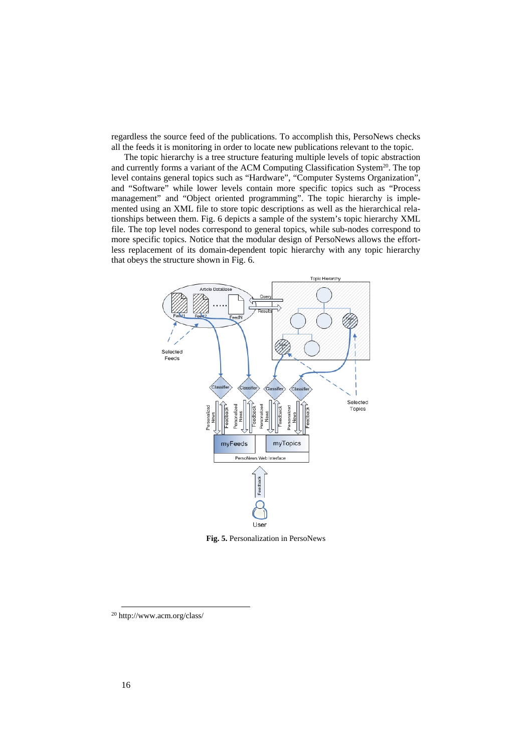regardless the source feed of the publications. To accomplish this, PersoNews checks all the feeds it is monitoring in order to locate new publications relevant to the topic.

The topic hierarchy is a tree structure featuring multiple levels of topic abstraction and currently forms a variant of the ACM Computing Classification System[20]. The top level contains general topics such as "Hardware", "Computer Systems Organization", and "Software" while lower levels contain more specific topics such as "Process management" and "Object oriented programming". The topic hierarchy is implemented using an XML file to store topic descriptions as well as the hierarchical relationships between them. Fig. 6 depicts a sample of the system's topic hierarchy XML file. The top level nodes correspond to general topics, while sub-nodes correspond to more specific topics. Notice that the modular design of PersoNews allows the effortless replacement of its domain-dependent topic hierarchy with any topic hierarchy that obeys the structure shown in Fig. 6.

**Fig. 5.** Personalization in PersoNews

[20] http://www.acm.org/class/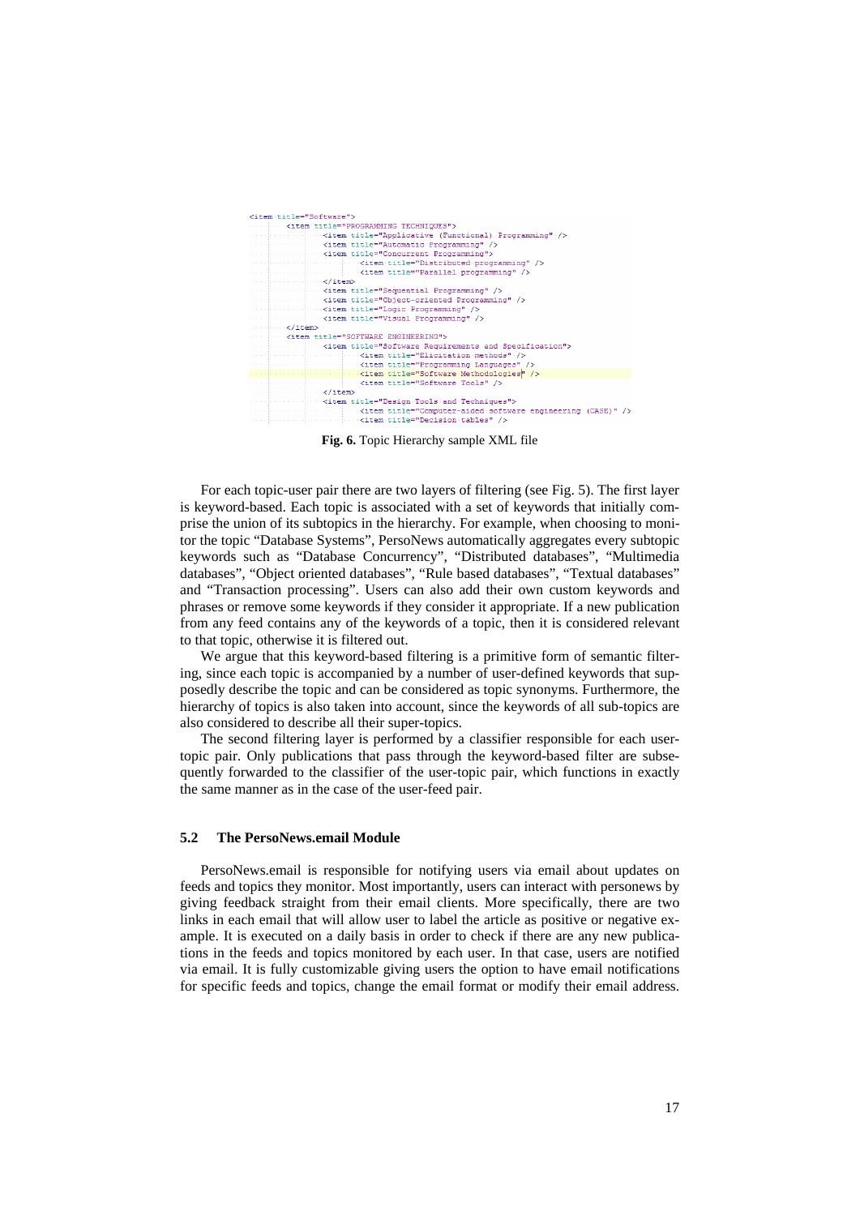```
<item title="Software">
    <item title="PROGRAMMING TECHNIQUES">
        <item title="Applicative (Functional) Programming" />
        <item title="Automatic Programming" />
        <item title="Concurrent Programming">
            <item title="Distributed programming" />
            <item title="Parallel programming" />
        </item>
        <item title="Sequential Programming" />
        <item title="Object-oriented Programming" />
        <item title="Logic Programming" />
        <item title="Visual Programming" />
    </item>
    <item title="SOFTWARE ENGINEERING">
        <item title="Software Requirements and Specification">
            <item title="Elicitation methods" />
            <item title="Programming Languages" />
            <item title="Software Methodologies" />
            <item title="Software Tools" />
        </item>
        <item title="Design Tools and Techniques">
            <item title="Computer-aided software engineering (CASE)" />
            <item title="Decision tables" />
```

**Fig. 6.** Topic Hierarchy sample XML file

For each topic-user pair there are two layers of filtering (see Fig. 5). The first layer is keyword-based. Each topic is associated with a set of keywords that initially comprise the union of its subtopics in the hierarchy. For example, when choosing to monitor the topic "Database Systems", PersoNews automatically aggregates every subtopic keywords such as "Database Concurrency", "Distributed databases", "Multimedia databases", "Object oriented databases", "Rule based databases", "Textual databases" and "Transaction processing". Users can also add their own custom keywords and phrases or remove some keywords if they consider it appropriate. If a new publication from any feed contains any of the keywords of a topic, then it is considered relevant to that topic, otherwise it is filtered out.

We argue that this keyword-based filtering is a primitive form of semantic filtering, since each topic is accompanied by a number of user-defined keywords that supposedly describe the topic and can be considered as topic synonyms. Furthermore, the hierarchy of topics is also taken into account, since the keywords of all sub-topics are also considered to describe all their super-topics.

The second filtering layer is performed by a classifier responsible for each user-topic pair. Only publications that pass through the keyword-based filter are subsequently forwarded to the classifier of the user-topic pair, which functions in exactly the same manner as in the case of the user-feed pair.

### 5.2 The PersoNews.email Module

PersoNews.email is responsible for notifying users via email about updates on feeds and topics they monitor. Most importantly, users can interact with personews by giving feedback straight from their email clients. More specifically, there are two links in each email that will allow user to label the article as positive or negative example. It is executed on a daily basis in order to check if there are any new publications in the feeds and topics monitored by each user. In that case, users are notified via email. It is fully customizable giving users the option to have email notifications for specific feeds and topics, change the email format or modify their email address.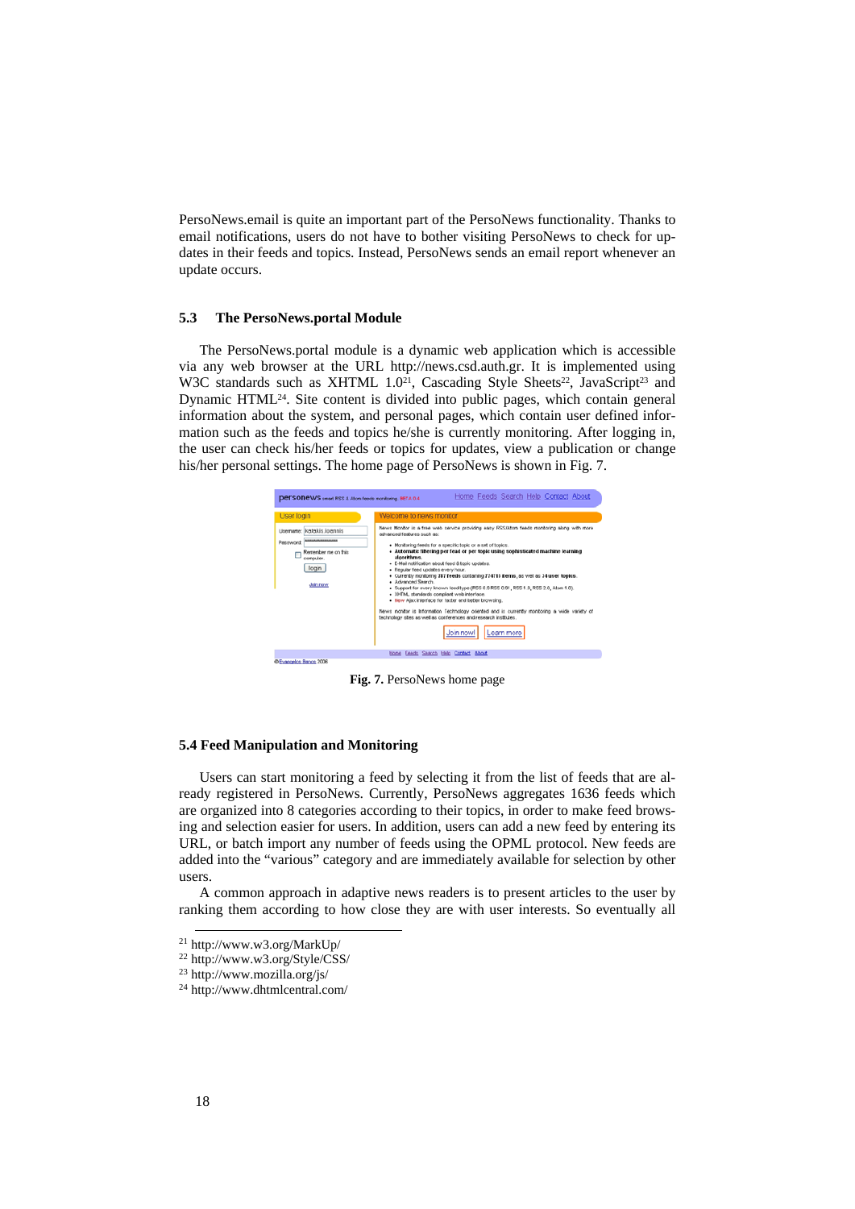PersoNews.email is quite an important part of the PersoNews functionality. Thanks to email notifications, users do not have to bother visiting PersoNews to check for updates in their feeds and topics. Instead, PersoNews sends an email report whenever an update occurs.

### 5.3 The PersoNews.portal Module

The PersoNews.portal module is a dynamic web application which is accessible via any web browser at the URL http://news.csd.auth.gr. It is implemented using W3C standards such as XHTML 1.0[21], Cascading Style Sheets[22], JavaScript[23] and Dynamic HTML[24]. Site content is divided into public pages, which contain general information about the system, and personal pages, which contain user defined information such as the feeds and topics he/she is currently monitoring. After logging in, the user can check his/her feeds or topics for updates, view a publication or change his/her personal settings. The home page of PersoNews is shown in Fig. 7.

**Fig. 7.** PersoNews home page

### 5.4 Feed Manipulation and Monitoring

Users can start monitoring a feed by selecting it from the list of feeds that are already registered in PersoNews. Currently, PersoNews aggregates 1636 feeds which are organized into 8 categories according to their topics, in order to make feed browsing and selection easier for users. In addition, users can add a new feed by entering its URL, or batch import any number of feeds using the OPML protocol. New feeds are added into the "various" category and are immediately available for selection by other users.

A common approach in adaptive news readers is to present articles to the user by ranking them according to how close they are with user interests. So eventually all

[21] http://www.w3.org/MarkUp/
[22] http://www.w3.org/Style/CSS/
[23] http://www.mozilla.org/js/
[24] http://www.dhtmlcentral.com/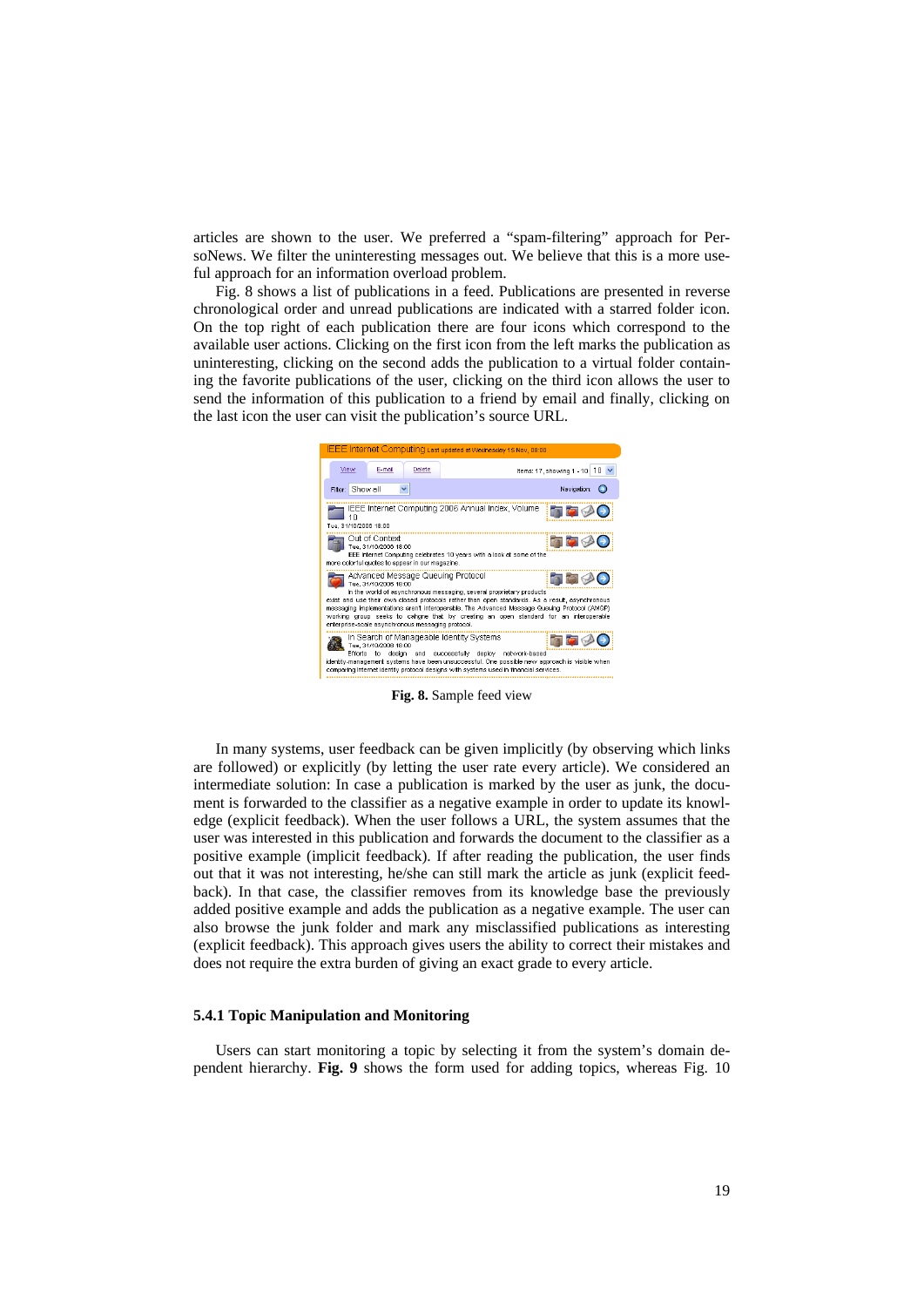articles are shown to the user. We preferred a "spam-filtering" approach for PerSoNews. We filter the uninteresting messages out. We believe that this is a more useful approach for an information overload problem.

Fig. 8 shows a list of publications in a feed. Publications are presented in reverse chronological order and unread publications are indicated with a starred folder icon. On the top right of each publication there are four icons which correspond to the available user actions. Clicking on the first icon from the left marks the publication as uninteresting, clicking on the second adds the publication to a virtual folder containing the favorite publications of the user, clicking on the third icon allows the user to send the information of this publication to a friend by email and finally, clicking on the last icon the user can visit the publication's source URL.

**Fig. 8.** Sample feed view

In many systems, user feedback can be given implicitly (by observing which links are followed) or explicitly (by letting the user rate every article). We considered an intermediate solution: In case a publication is marked by the user as junk, the document is forwarded to the classifier as a negative example in order to update its knowledge (explicit feedback). When the user follows a URL, the system assumes that the user was interested in this publication and forwards the document to the classifier as a positive example (implicit feedback). If after reading the publication, the user finds out that it was not interesting, he/she can still mark the article as junk (explicit feedback). In that case, the classifier removes from its knowledge base the previously added positive example and adds the publication as a negative example. The user can also browse the junk folder and mark any misclassified publications as interesting (explicit feedback). This approach gives users the ability to correct their mistakes and does not require the extra burden of giving an exact grade to every article.

### 5.4.1 Topic Manipulation and Monitoring

Users can start monitoring a topic by selecting it from the system's domain dependent hierarchy. **Fig. 9** shows the form used for adding topics, whereas Fig. 10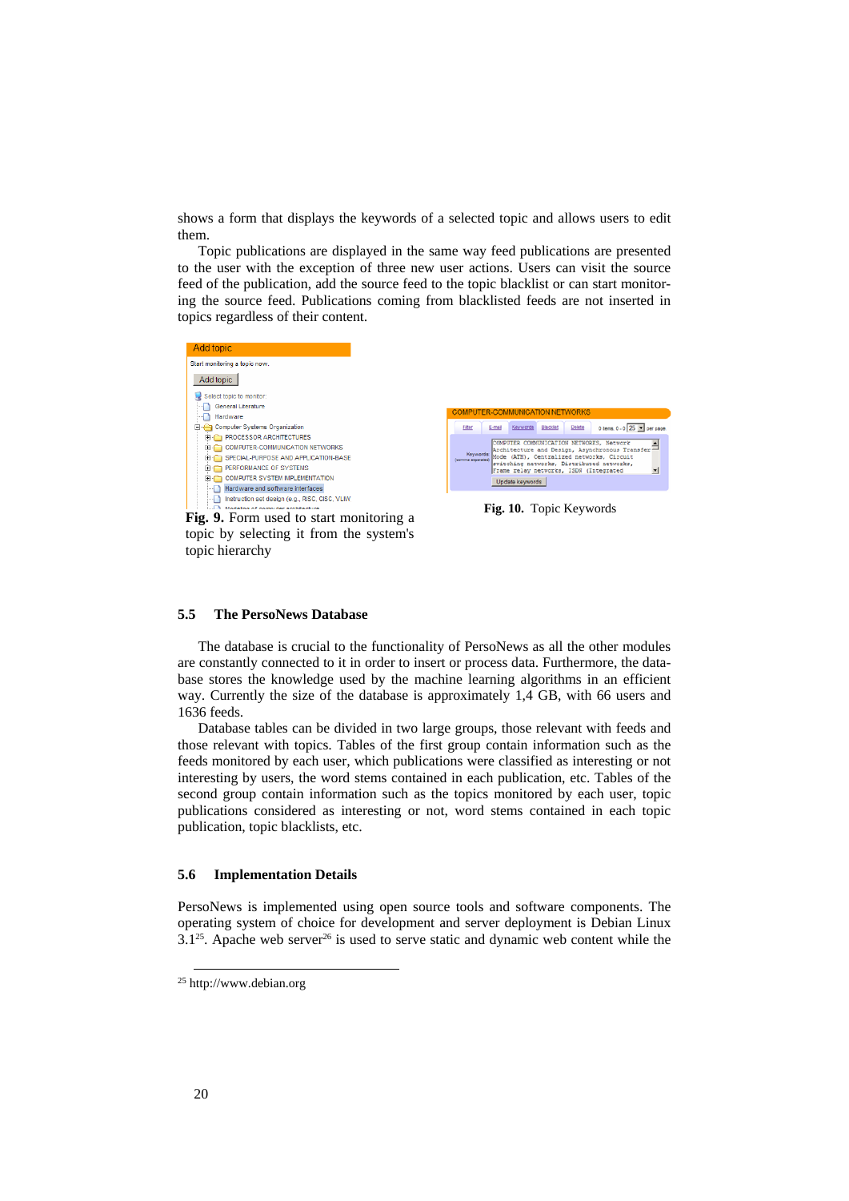shows a form that displays the keywords of a selected topic and allows users to edit them.

Topic publications are displayed in the same way feed publications are presented to the user with the exception of three new user actions. Users can visit the source feed of the publication, add the source feed to the topic blacklist or can start monitoring the source feed. Publications coming from blacklisted feeds are not inserted in topics regardless of their content.

**Fig. 9.** Form used to start monitoring a topic by selecting it from the system's topic hierarchy

**Fig. 10.** Topic Keywords

### 5.5 The PersoNews Database

The database is crucial to the functionality of PersoNews as all the other modules are constantly connected to it in order to insert or process data. Furthermore, the database stores the knowledge used by the machine learning algorithms in an efficient way. Currently the size of the database is approximately 1,4 GB, with 66 users and 1636 feeds.

Database tables can be divided in two large groups, those relevant with feeds and those relevant with topics. Tables of the first group contain information such as the feeds monitored by each user, which publications were classified as interesting or not interesting by users, the word stems contained in each publication, etc. Tables of the second group contain information such as the topics monitored by each user, topic publications considered as interesting or not, word stems contained in each topic publication, topic blacklists, etc.

### 5.6 Implementation Details

PersoNews is implemented using open source tools and software components. The operating system of choice for development and server deployment is Debian Linux 3.1[25]. Apache web server[26] is used to serve static and dynamic web content while the

[25] http://www.debian.org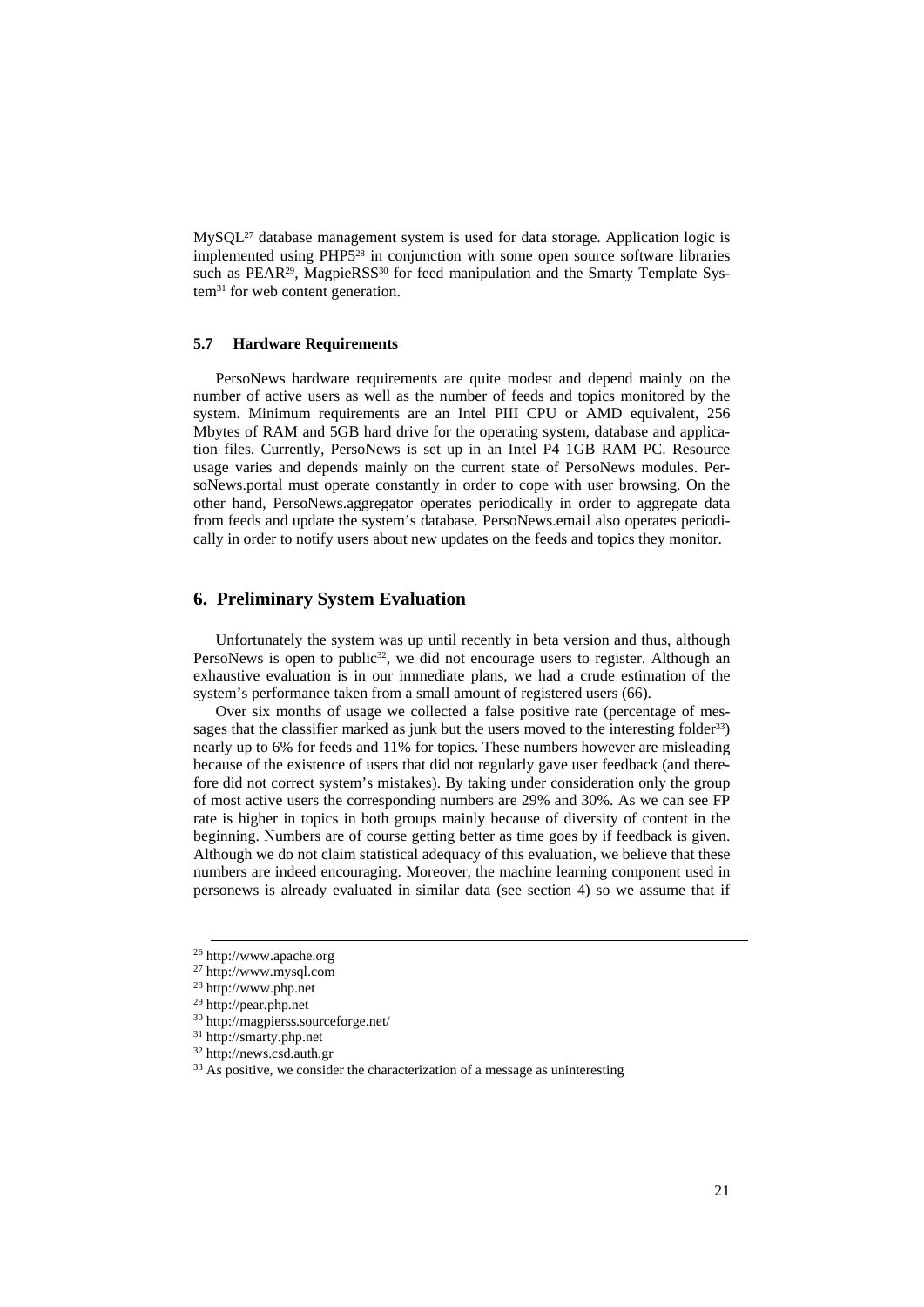MySQL[27] database management system is used for data storage. Application logic is implemented using PHP5[28] in conjunction with some open source software libraries such as PEAR[29], MagpieRSS[30] for feed manipulation and the Smarty Template System[31] for web content generation.

### 5.7 Hardware Requirements

PersoNews hardware requirements are quite modest and depend mainly on the number of active users as well as the number of feeds and topics monitored by the system. Minimum requirements are an Intel PIII CPU or AMD equivalent, 256 Mbytes of RAM and 5GB hard drive for the operating system, database and application files. Currently, PersoNews is set up in an Intel P4 1GB RAM PC. Resource usage varies and depends mainly on the current state of PersoNews modules. PersoNews.portal must operate constantly in order to cope with user browsing. On the other hand, PersoNews.aggregator operates periodically in order to aggregate data from feeds and update the system's database. PersoNews.email also operates periodically in order to notify users about new updates on the feeds and topics they monitor.

## 6. Preliminary System Evaluation

Unfortunately the system was up until recently in beta version and thus, although PersoNews is open to public[32], we did not encourage users to register. Although an exhaustive evaluation is in our immediate plans, we had a crude estimation of the system's performance taken from a small amount of registered users (66).

Over six months of usage we collected a false positive rate (percentage of messages that the classifier marked as junk but the users moved to the interesting folder[33]) nearly up to 6% for feeds and 11% for topics. These numbers however are misleading because of the existence of users that did not regularly gave user feedback (and therefore did not correct system's mistakes). By taking under consideration only the group of most active users the corresponding numbers are 29% and 30%. As we can see FP rate is higher in topics in both groups mainly because of diversity of content in the beginning. Numbers are of course getting better as time goes by if feedback is given. Although we do not claim statistical adequacy of this evaluation, we believe that these numbers are indeed encouraging. Moreover, the machine learning component used in personews is already evaluated in similar data (see section 4) so we assume that if

---

[26] http://www.apache.org

[27] http://www.mysql.com

[28] http://www.php.net

[29] http://pear.php.net

[30] http://magpierss.sourceforge.net/

[31] http://smarty.php.net

[32] http://news.csd.auth.gr

[33] As positive, we consider the characterization of a message as uninteresting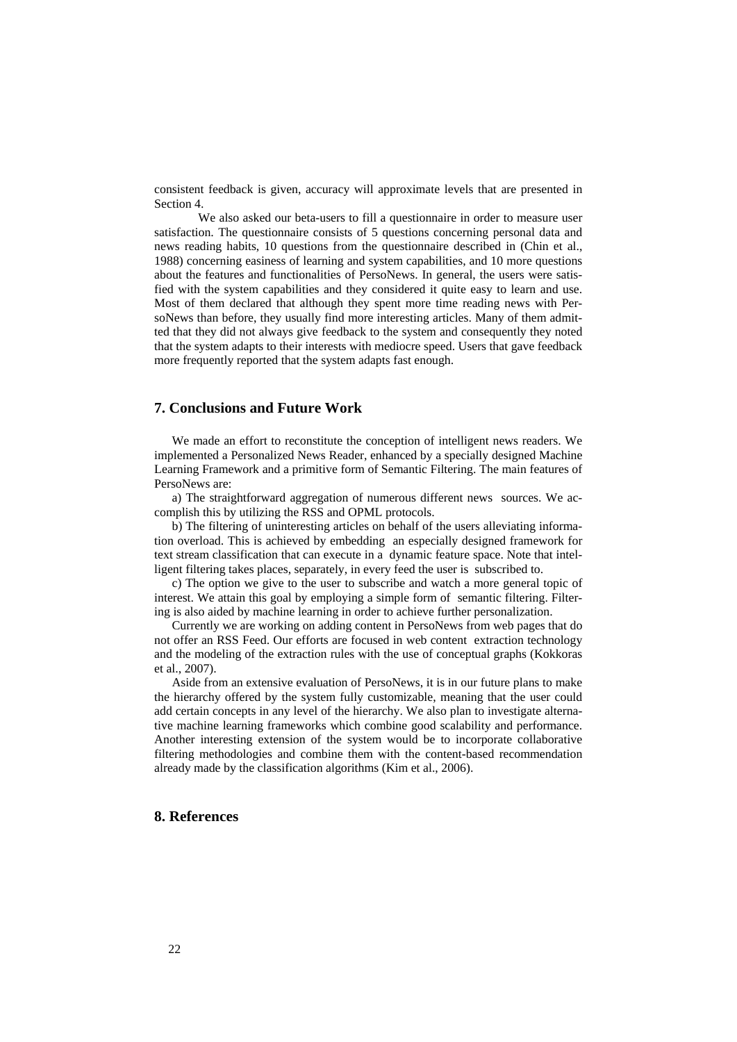consistent feedback is given, accuracy will approximate levels that are presented in Section 4.

We also asked our beta-users to fill a questionnaire in order to measure user satisfaction. The questionnaire consists of 5 questions concerning personal data and news reading habits, 10 questions from the questionnaire described in (Chin et al., 1988) concerning easiness of learning and system capabilities, and 10 more questions about the features and functionalities of PersoNews. In general, the users were satisfied with the system capabilities and they considered it quite easy to learn and use. Most of them declared that although they spent more time reading news with PersoNews than before, they usually find more interesting articles. Many of them admitted that they did not always give feedback to the system and consequently they noted that the system adapts to their interests with mediocre speed. Users that gave feedback more frequently reported that the system adapts fast enough.

## 7. Conclusions and Future Work

We made an effort to reconstitute the conception of intelligent news readers. We implemented a Personalized News Reader, enhanced by a specially designed Machine Learning Framework and a primitive form of Semantic Filtering. The main features of PersoNews are:

a) The straightforward aggregation of numerous different news sources. We accomplish this by utilizing the RSS and OPML protocols.

b) The filtering of uninteresting articles on behalf of the users alleviating information overload. This is achieved by embedding an especially designed framework for text stream classification that can execute in a dynamic feature space. Note that intelligent filtering takes places, separately, in every feed the user is subscribed to.

c) The option we give to the user to subscribe and watch a more general topic of interest. We attain this goal by employing a simple form of semantic filtering. Filtering is also aided by machine learning in order to achieve further personalization.

Currently we are working on adding content in PersoNews from web pages that do not offer an RSS Feed. Our efforts are focused in web content extraction technology and the modeling of the extraction rules with the use of conceptual graphs (Kokkoras et al., 2007).

Aside from an extensive evaluation of PersoNews, it is in our future plans to make the hierarchy offered by the system fully customizable, meaning that the user could add certain concepts in any level of the hierarchy. We also plan to investigate alternative machine learning frameworks which combine good scalability and performance. Another interesting extension of the system would be to incorporate collaborative filtering methodologies and combine them with the content-based recommendation already made by the classification algorithms (Kim et al., 2006).

## 8. References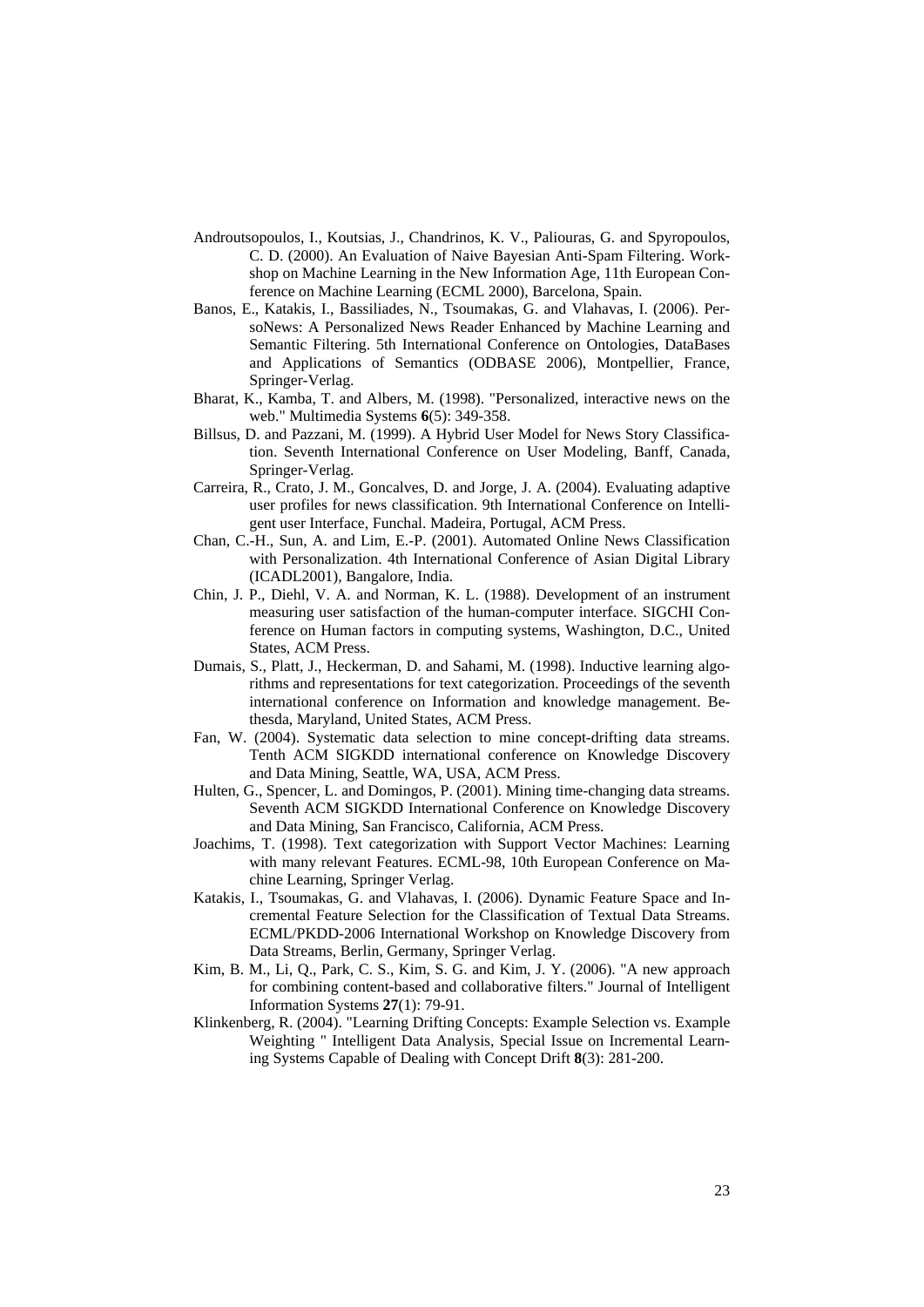Androutsopoulos, I., Koutsias, J., Chandrinos, K. V., Paliouras, G. and Spyropoulos, C. D. (2000). An Evaluation of Naive Bayesian Anti-Spam Filtering. Workshop on Machine Learning in the New Information Age, 11th European Conference on Machine Learning (ECML 2000), Barcelona, Spain.

Banos, E., Katakis, I., Bassiliades, N., Tsoumakas, G. and Vlahavas, I. (2006). PersoNews: A Personalized News Reader Enhanced by Machine Learning and Semantic Filtering. 5th International Conference on Ontologies, DataBases and Applications of Semantics (ODBASE 2006), Montpellier, France, Springer-Verlag.

Bharat, K., Kamba, T. and Albers, M. (1998). "Personalized, interactive news on the web." Multimedia Systems **6**(5): 349-358.

Billsus, D. and Pazzani, M. (1999). A Hybrid User Model for News Story Classification. Seventh International Conference on User Modeling, Banff, Canada, Springer-Verlag.

Carreira, R., Crato, J. M., Goncalves, D. and Jorge, J. A. (2004). Evaluating adaptive user profiles for news classification. 9th International Conference on Intelligent user Interface, Funchal. Madeira, Portugal, ACM Press.

Chan, C.-H., Sun, A. and Lim, E.-P. (2001). Automated Online News Classification with Personalization. 4th International Conference of Asian Digital Library (ICADL2001), Bangalore, India.

Chin, J. P., Diehl, V. A. and Norman, K. L. (1988). Development of an instrument measuring user satisfaction of the human-computer interface. SIGCHI Conference on Human factors in computing systems, Washington, D.C., United States, ACM Press.

Dumais, S., Platt, J., Heckerman, D. and Sahami, M. (1998). Inductive learning algorithms and representations for text categorization. Proceedings of the seventh international conference on Information and knowledge management. Bethesda, Maryland, United States, ACM Press.

Fan, W. (2004). Systematic data selection to mine concept-drifting data streams. Tenth ACM SIGKDD international conference on Knowledge Discovery and Data Mining, Seattle, WA, USA, ACM Press.

Hulten, G., Spencer, L. and Domingos, P. (2001). Mining time-changing data streams. Seventh ACM SIGKDD International Conference on Knowledge Discovery and Data Mining, San Francisco, California, ACM Press.

Joachims, T. (1998). Text categorization with Support Vector Machines: Learning with many relevant Features. ECML-98, 10th European Conference on Machine Learning, Springer Verlag.

Katakis, I., Tsoumakas, G. and Vlahavas, I. (2006). Dynamic Feature Space and Incremental Feature Selection for the Classification of Textual Data Streams. ECML/PKDD-2006 International Workshop on Knowledge Discovery from Data Streams, Berlin, Germany, Springer Verlag.

Kim, B. M., Li, Q., Park, C. S., Kim, S. G. and Kim, J. Y. (2006). "A new approach for combining content-based and collaborative filters." Journal of Intelligent Information Systems **27**(1): 79-91.

Klinkenberg, R. (2004). "Learning Drifting Concepts: Example Selection vs. Example Weighting " Intelligent Data Analysis, Special Issue on Incremental Learning Systems Capable of Dealing with Concept Drift **8**(3): 281-200.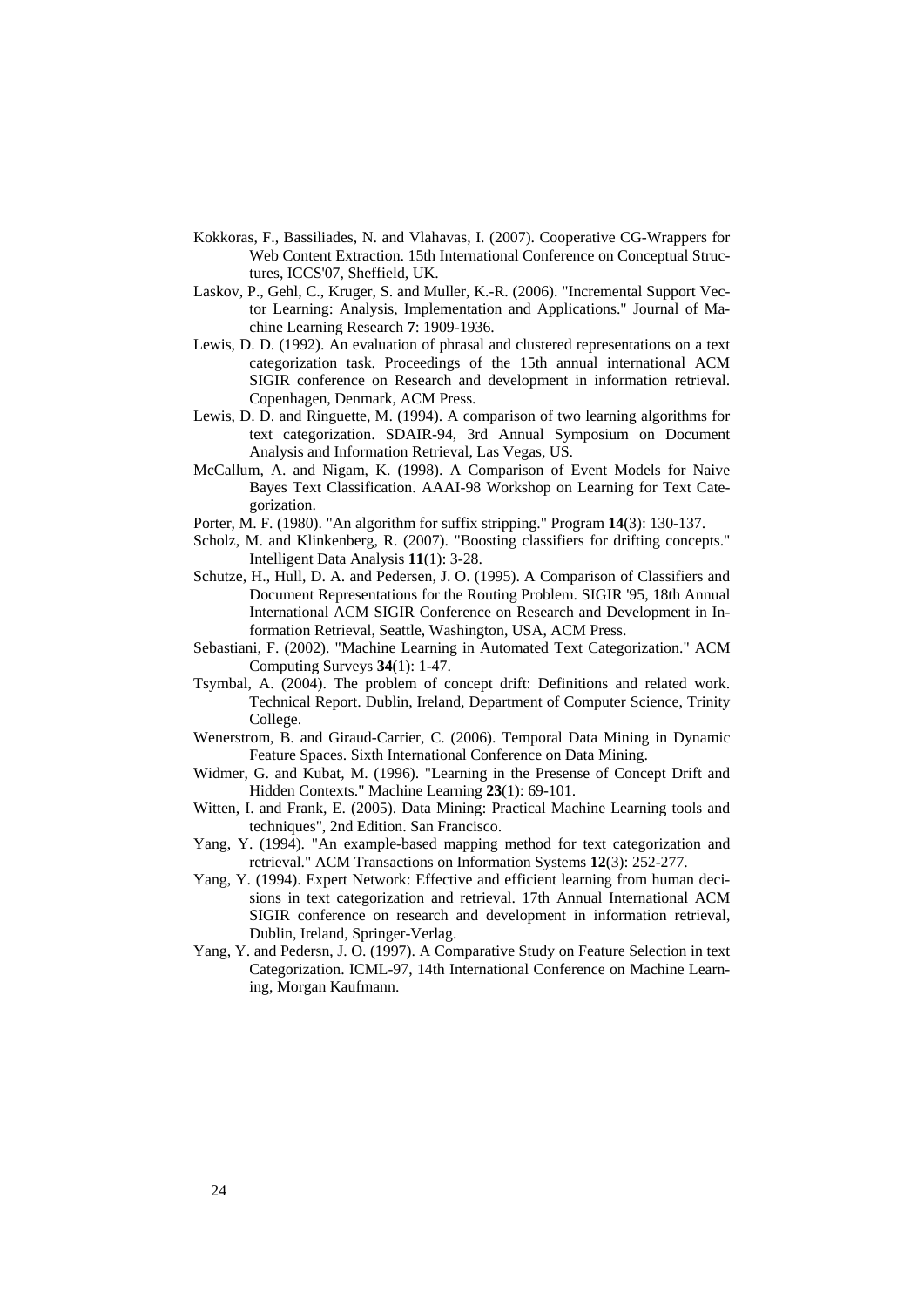Kokkoras, F., Bassiliades, N. and Vlahavas, I. (2007). Cooperative CG-Wrappers for Web Content Extraction. 15th International Conference on Conceptual Structures, ICCS'07, Sheffield, UK.

Laskov, P., Gehl, C., Kruger, S. and Muller, K.-R. (2006). "Incremental Support Vector Learning: Analysis, Implementation and Applications." Journal of Machine Learning Research **7**: 1909-1936.

Lewis, D. D. (1992). An evaluation of phrasal and clustered representations on a text categorization task. Proceedings of the 15th annual international ACM SIGIR conference on Research and development in information retrieval. Copenhagen, Denmark, ACM Press.

Lewis, D. D. and Ringuette, M. (1994). A comparison of two learning algorithms for text categorization. SDAIR-94, 3rd Annual Symposium on Document Analysis and Information Retrieval, Las Vegas, US.

McCallum, A. and Nigam, K. (1998). A Comparison of Event Models for Naive Bayes Text Classification. AAAI-98 Workshop on Learning for Text Categorization.

Porter, M. F. (1980). "An algorithm for suffix stripping." Program **14**(3): 130-137.

Scholz, M. and Klinkenberg, R. (2007). "Boosting classifiers for drifting concepts." Intelligent Data Analysis **11**(1): 3-28.

Schutze, H., Hull, D. A. and Pedersen, J. O. (1995). A Comparison of Classifiers and Document Representations for the Routing Problem. SIGIR '95, 18th Annual International ACM SIGIR Conference on Research and Development in Information Retrieval, Seattle, Washington, USA, ACM Press.

Sebastiani, F. (2002). "Machine Learning in Automated Text Categorization." ACM Computing Surveys **34**(1): 1-47.

Tsymbal, A. (2004). The problem of concept drift: Definitions and related work. Technical Report. Dublin, Ireland, Department of Computer Science, Trinity College.

Wenerstrom, B. and Giraud-Carrier, C. (2006). Temporal Data Mining in Dynamic Feature Spaces. Sixth International Conference on Data Mining.

Widmer, G. and Kubat, M. (1996). "Learning in the Presense of Concept Drift and Hidden Contexts." Machine Learning **23**(1): 69-101.

Witten, I. and Frank, E. (2005). Data Mining: Practical Machine Learning tools and techniques", 2nd Edition. San Francisco.

Yang, Y. (1994). "An example-based mapping method for text categorization and retrieval." ACM Transactions on Information Systems **12**(3): 252-277.

Yang, Y. (1994). Expert Network: Effective and efficient learning from human decisions in text categorization and retrieval. 17th Annual International ACM SIGIR conference on research and development in information retrieval, Dublin, Ireland, Springer-Verlag.

Yang, Y. and Pedersn, J. O. (1997). A Comparative Study on Feature Selection in text Categorization. ICML-97, 14th International Conference on Machine Learning, Morgan Kaufmann.